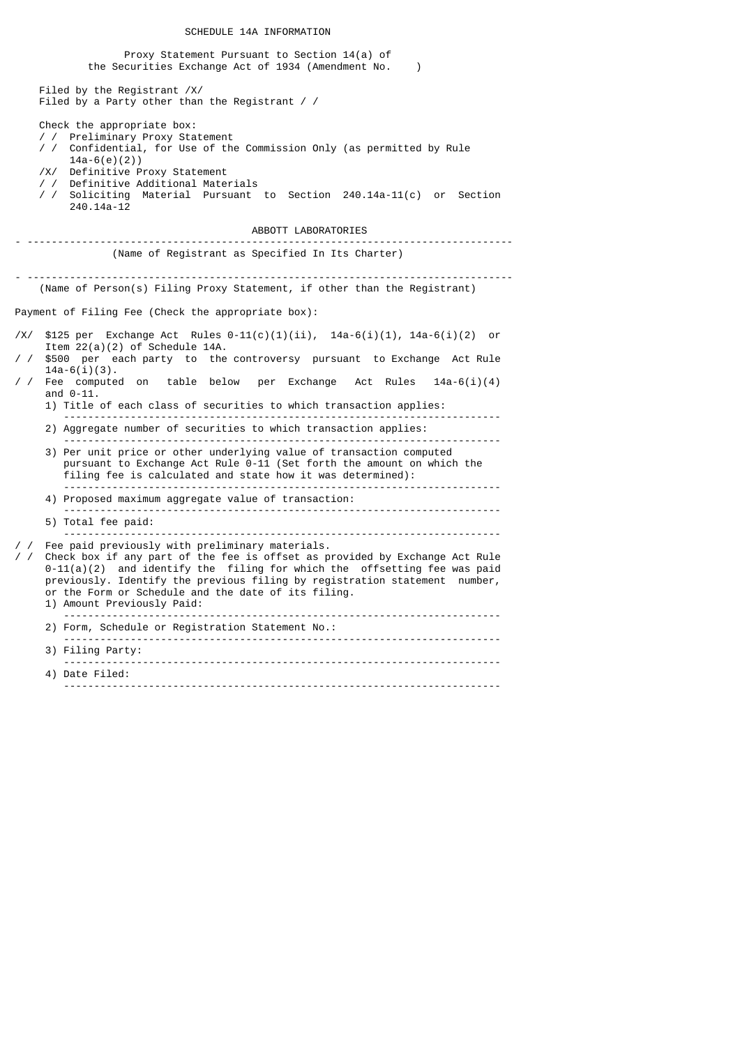# SCHEDULE 14A INFORMATION

Proxy Statement Pursuant to Section 14(a) of the Securities Exchange Act of 1934 (Amendment No. )

Filed by the Registrant /X/
Filed by a Party other than the Registrant / /

Check the appropriate box:

/ / Preliminary Proxy Statement
/ / Confidential, for Use of the Commission Only (as permitted by Rule 14a-6(e)(2))
/X/ Definitive Proxy Statement
/ / Definitive Additional Materials
/ / Soliciting Material Pursuant to Section 240.14a-11(c) or Section 240.14a-12

ABBOTT LABORATORIES

---

(Name of Registrant as Specified In Its Charter)

---

(Name of Person(s) Filing Proxy Statement, if other than the Registrant)

Payment of Filing Fee (Check the appropriate box):

/X/ $125 per Exchange Act Rules 0-11(c)(1)(ii), 14a-6(i)(1), 14a-6(i)(2) or Item 22(a)(2) of Schedule 14A.

/ / $500 per each party to the controversy pursuant to Exchange Act Rule 14a-6(i)(3).

/ / Fee computed on table below per Exchange Act Rules 14a-6(i)(4) and 0-11.

1) Title of each class of securities to which transaction applies:

---

2) Aggregate number of securities to which transaction applies:

---

3) Per unit price or other underlying value of transaction computed pursuant to Exchange Act Rule 0-11 (Set forth the amount on which the filing fee is calculated and state how it was determined):

---

4) Proposed maximum aggregate value of transaction:

---

5) Total fee paid:

---

/ / Fee paid previously with preliminary materials.

/ / Check box if any part of the fee is offset as provided by Exchange Act Rule 0-11(a)(2) and identify the filing for which the offsetting fee was paid previously. Identify the previous filing by registration statement number, or the Form or Schedule and the date of its filing.

1) Amount Previously Paid:

---

2) Form, Schedule or Registration Statement No.:

---

3) Filing Party:

---

4) Date Filed:

---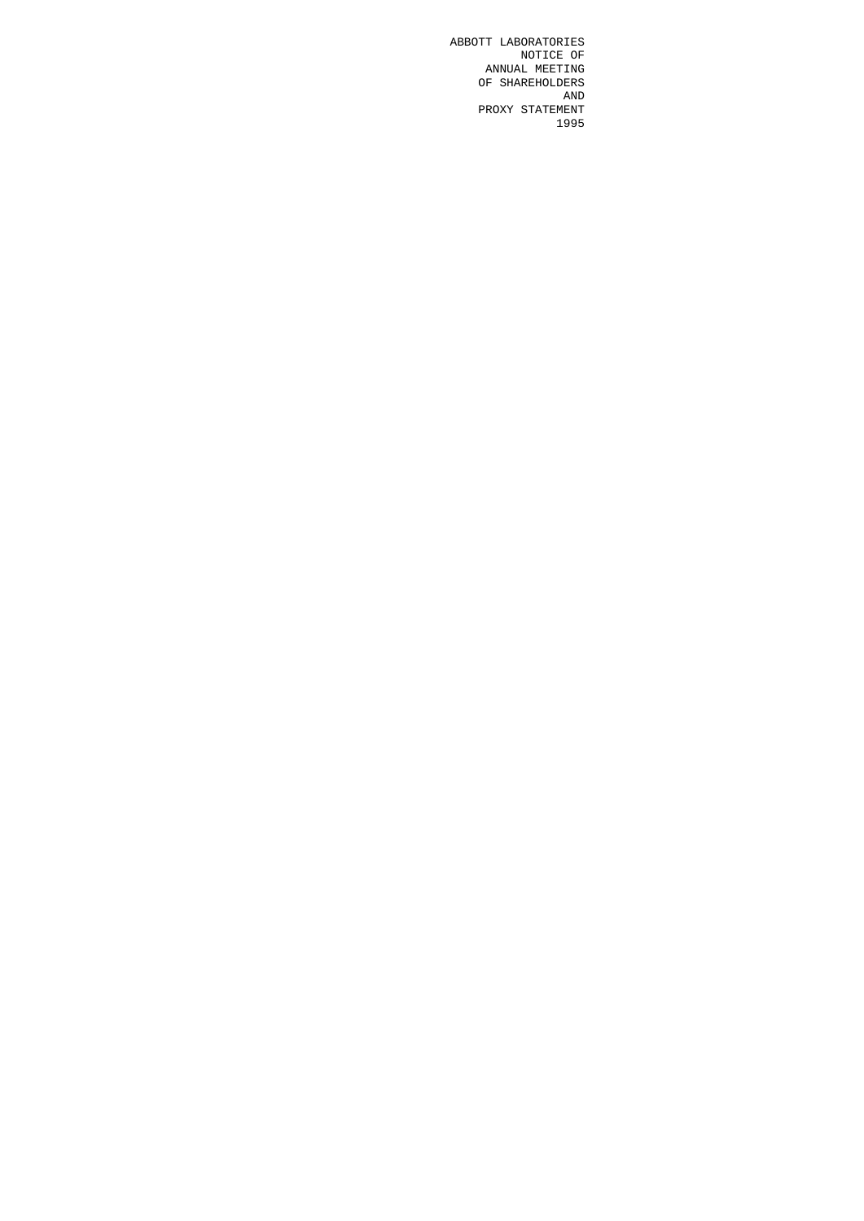ABBOTT LABORATORIES

NOTICE OF

ANNUAL MEETING

OF SHAREHOLDERS

AND

PROXY STATEMENT

1995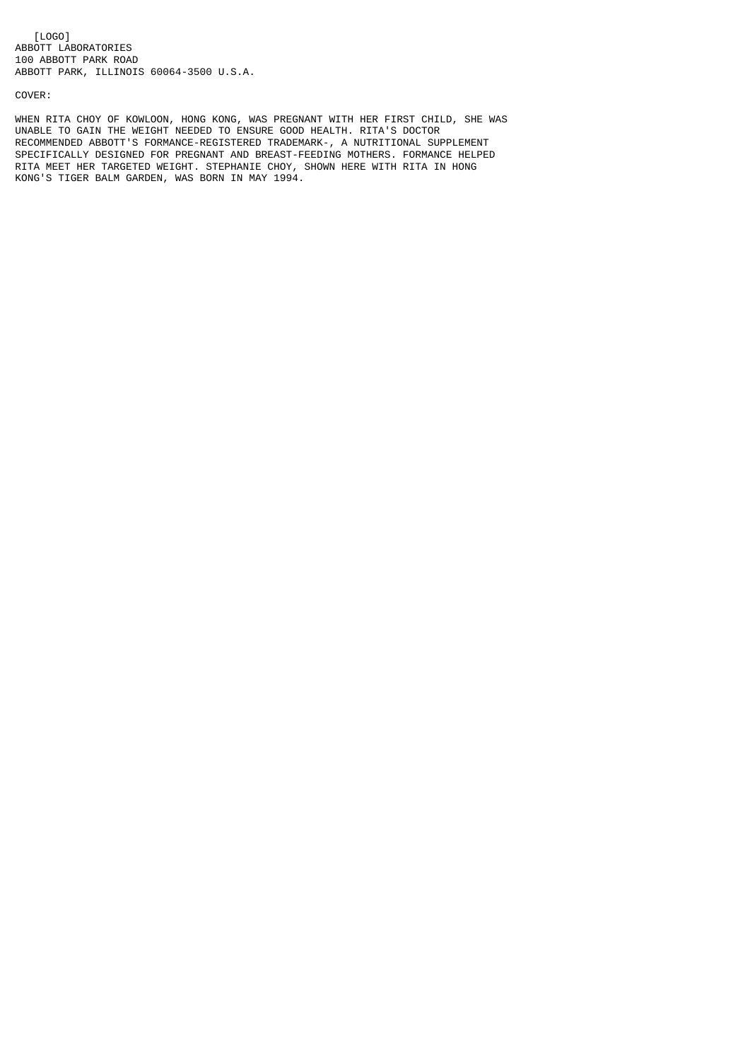[LOGO]
ABBOTT LABORATORIES
100 ABBOTT PARK ROAD
ABBOTT PARK, ILLINOIS 60064-3500 U.S.A.

COVER:

WHEN RITA CHOY OF KOWLOON, HONG KONG, WAS PREGNANT WITH HER FIRST CHILD, SHE WAS UNABLE TO GAIN THE WEIGHT NEEDED TO ENSURE GOOD HEALTH. RITA'S DOCTOR RECOMMENDED ABBOTT'S FORMANCE-REGISTERED TRADEMARK-, A NUTRITIONAL SUPPLEMENT SPECIFICALLY DESIGNED FOR PREGNANT AND BREAST-FEEDING MOTHERS. FORMANCE HELPED RITA MEET HER TARGETED WEIGHT. STEPHANIE CHOY, SHOWN HERE WITH RITA IN HONG KONG'S TIGER BALM GARDEN, WAS BORN IN MAY 1994.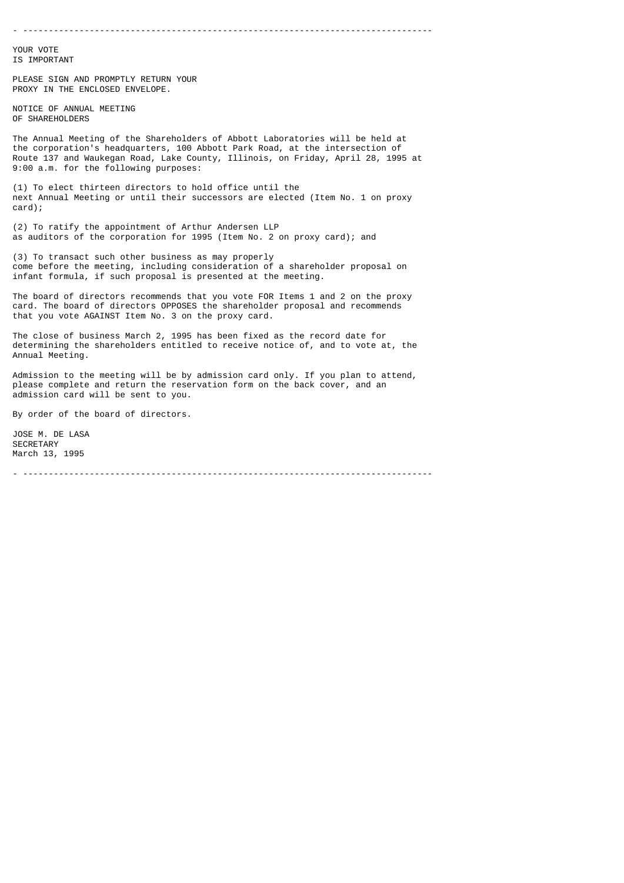---

YOUR VOTE
IS IMPORTANT

PLEASE SIGN AND PROMPTLY RETURN YOUR
PROXY IN THE ENCLOSED ENVELOPE.

## NOTICE OF ANNUAL MEETING OF SHAREHOLDERS

The Annual Meeting of the Shareholders of Abbott Laboratories will be held at the corporation's headquarters, 100 Abbott Park Road, at the intersection of Route 137 and Waukegan Road, Lake County, Illinois, on Friday, April 28, 1995 at 9:00 a.m. for the following purposes:

(1) To elect thirteen directors to hold office until the next Annual Meeting or until their successors are elected (Item No. 1 on proxy card);

(2) To ratify the appointment of Arthur Andersen LLP as auditors of the corporation for 1995 (Item No. 2 on proxy card); and

(3) To transact such other business as may properly come before the meeting, including consideration of a shareholder proposal on infant formula, if such proposal is presented at the meeting.

The board of directors recommends that you vote FOR Items 1 and 2 on the proxy card. The board of directors OPPOSES the shareholder proposal and recommends that you vote AGAINST Item No. 3 on the proxy card.

The close of business March 2, 1995 has been fixed as the record date for determining the shareholders entitled to receive notice of, and to vote at, the Annual Meeting.

Admission to the meeting will be by admission card only. If you plan to attend, please complete and return the reservation form on the back cover, and an admission card will be sent to you.

By order of the board of directors.

JOSE M. DE LASA
SECRETARY
March 13, 1995

---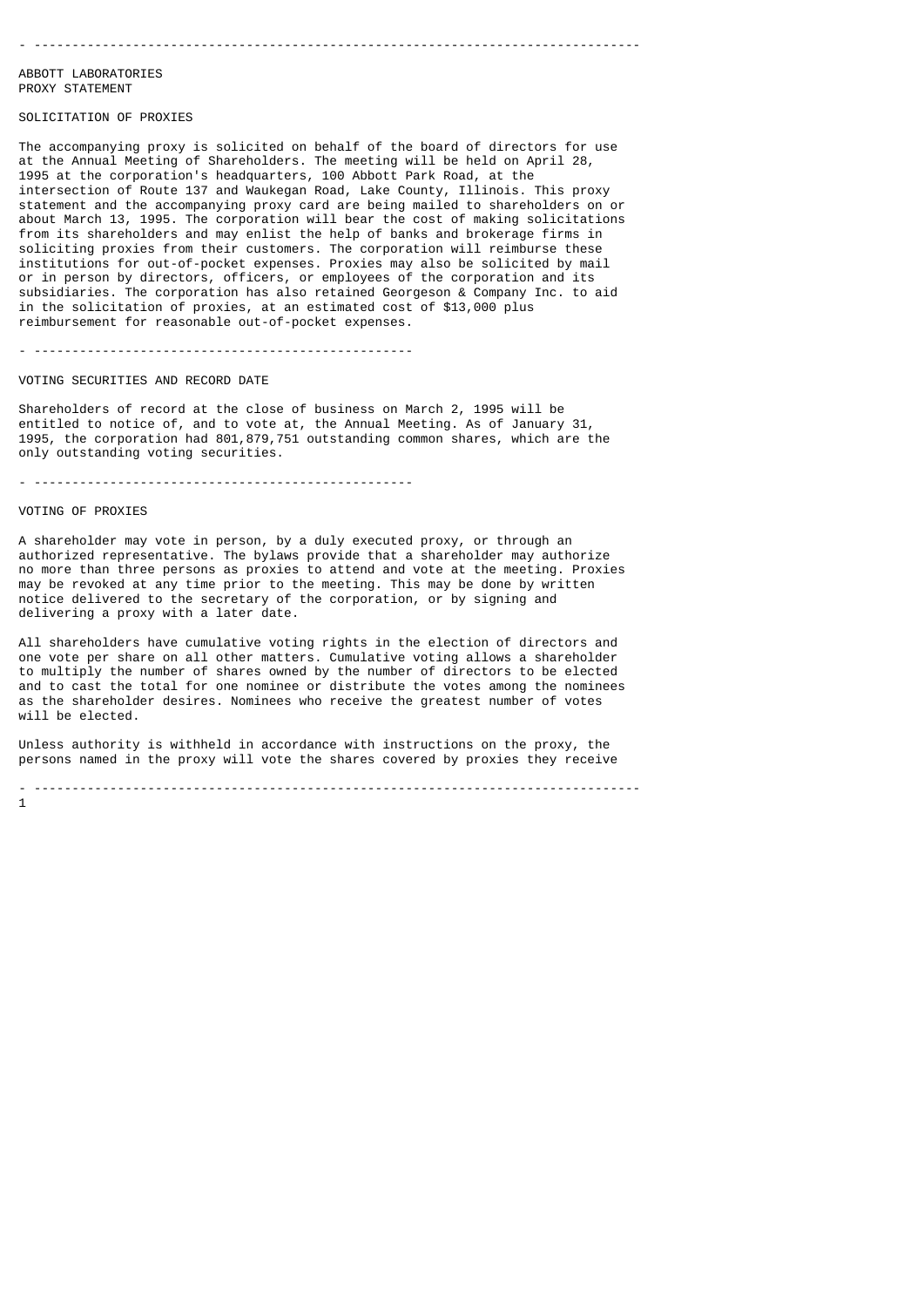# ABBOTT LABORATORIES
# PROXY STATEMENT

## SOLICITATION OF PROXIES

The accompanying proxy is solicited on behalf of the board of directors for use at the Annual Meeting of Shareholders. The meeting will be held on April 28, 1995 at the corporation's headquarters, 100 Abbott Park Road, at the intersection of Route 137 and Waukegan Road, Lake County, Illinois. This proxy statement and the accompanying proxy card are being mailed to shareholders on or about March 13, 1995. The corporation will bear the cost of making solicitations from its shareholders and may enlist the help of banks and brokerage firms in soliciting proxies from their customers. The corporation will reimburse these institutions for out-of-pocket expenses. Proxies may also be solicited by mail or in person by directors, officers, or employees of the corporation and its subsidiaries. The corporation has also retained Georgeson & Company Inc. to aid in the solicitation of proxies, at an estimated cost of $13,000 plus reimbursement for reasonable out-of-pocket expenses.

## VOTING SECURITIES AND RECORD DATE

Shareholders of record at the close of business on March 2, 1995 will be entitled to notice of, and to vote at, the Annual Meeting. As of January 31, 1995, the corporation had 801,879,751 outstanding common shares, which are the only outstanding voting securities.

## VOTING OF PROXIES

A shareholder may vote in person, by a duly executed proxy, or through an authorized representative. The bylaws provide that a shareholder may authorize no more than three persons as proxies to attend and vote at the meeting. Proxies may be revoked at any time prior to the meeting. This may be done by written notice delivered to the secretary of the corporation, or by signing and delivering a proxy with a later date.

All shareholders have cumulative voting rights in the election of directors and one vote per share on all other matters. Cumulative voting allows a shareholder to multiply the number of shares owned by the number of directors to be elected and to cast the total for one nominee or distribute the votes among the nominees as the shareholder desires. Nominees who receive the greatest number of votes will be elected.

Unless authority is withheld in accordance with instructions on the proxy, the persons named in the proxy will vote the shares covered by proxies they receive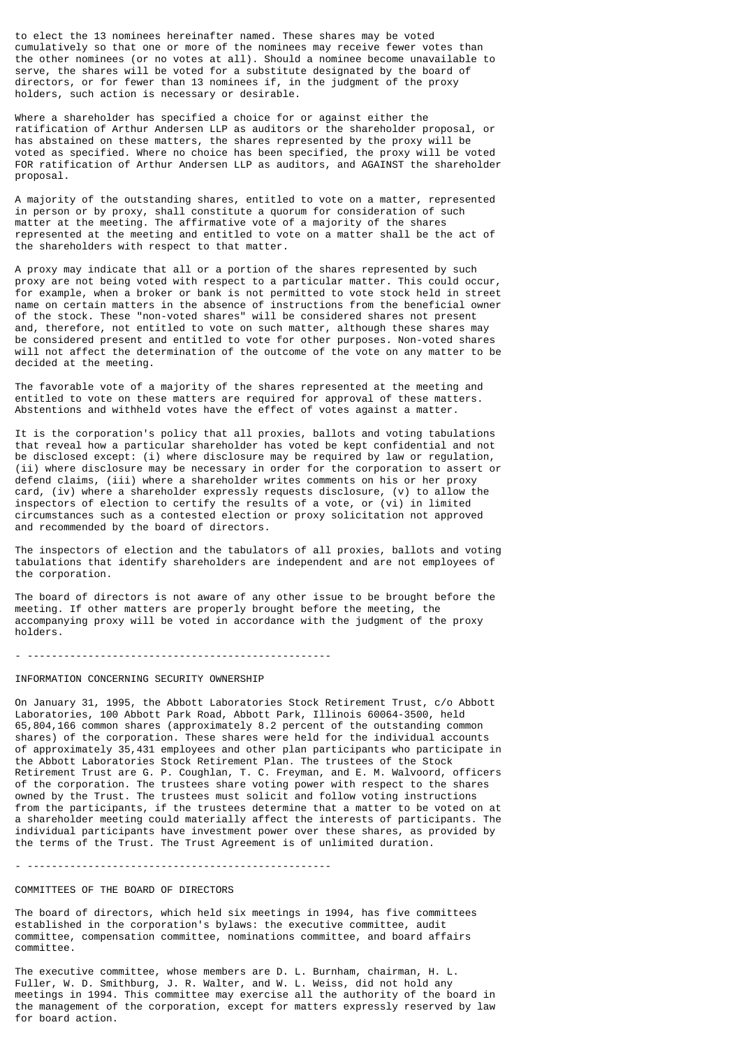to elect the 13 nominees hereinafter named. These shares may be voted cumulatively so that one or more of the nominees may receive fewer votes than the other nominees (or no votes at all). Should a nominee become unavailable to serve, the shares will be voted for a substitute designated by the board of directors, or for fewer than 13 nominees if, in the judgment of the proxy holders, such action is necessary or desirable.

Where a shareholder has specified a choice for or against either the ratification of Arthur Andersen LLP as auditors or the shareholder proposal, or has abstained on these matters, the shares represented by the proxy will be voted as specified. Where no choice has been specified, the proxy will be voted FOR ratification of Arthur Andersen LLP as auditors, and AGAINST the shareholder proposal.

A majority of the outstanding shares, entitled to vote on a matter, represented in person or by proxy, shall constitute a quorum for consideration of such matter at the meeting. The affirmative vote of a majority of the shares represented at the meeting and entitled to vote on a matter shall be the act of the shareholders with respect to that matter.

A proxy may indicate that all or a portion of the shares represented by such proxy are not being voted with respect to a particular matter. This could occur, for example, when a broker or bank is not permitted to vote stock held in street name on certain matters in the absence of instructions from the beneficial owner of the stock. These "non-voted shares" will be considered shares not present and, therefore, not entitled to vote on such matter, although these shares may be considered present and entitled to vote for other purposes. Non-voted shares will not affect the determination of the outcome of the vote on any matter to be decided at the meeting.

The favorable vote of a majority of the shares represented at the meeting and entitled to vote on these matters are required for approval of these matters. Abstentions and withheld votes have the effect of votes against a matter.

It is the corporation's policy that all proxies, ballots and voting tabulations that reveal how a particular shareholder has voted be kept confidential and not be disclosed except: (i) where disclosure may be required by law or regulation, (ii) where disclosure may be necessary in order for the corporation to assert or defend claims, (iii) where a shareholder writes comments on his or her proxy card, (iv) where a shareholder expressly requests disclosure, (v) to allow the inspectors of election to certify the results of a vote, or (vi) in limited circumstances such as a contested election or proxy solicitation not approved and recommended by the board of directors.

The inspectors of election and the tabulators of all proxies, ballots and voting tabulations that identify shareholders are independent and are not employees of the corporation.

The board of directors is not aware of any other issue to be brought before the meeting. If other matters are properly brought before the meeting, the accompanying proxy will be voted in accordance with the judgment of the proxy holders.

---

## INFORMATION CONCERNING SECURITY OWNERSHIP

On January 31, 1995, the Abbott Laboratories Stock Retirement Trust, c/o Abbott Laboratories, 100 Abbott Park Road, Abbott Park, Illinois 60064-3500, held 65,804,166 common shares (approximately 8.2 percent of the outstanding common shares) of the corporation. These shares were held for the individual accounts of approximately 35,431 employees and other plan participants who participate in the Abbott Laboratories Stock Retirement Plan. The trustees of the Stock Retirement Trust are G. P. Coughlan, T. C. Freyman, and E. M. Walvoord, officers of the corporation. The trustees share voting power with respect to the shares owned by the Trust. The trustees must solicit and follow voting instructions from the participants, if the trustees determine that a matter to be voted on at a shareholder meeting could materially affect the interests of participants. The individual participants have investment power over these shares, as provided by the terms of the Trust. The Trust Agreement is of unlimited duration.

---

## COMMITTEES OF THE BOARD OF DIRECTORS

The board of directors, which held six meetings in 1994, has five committees established in the corporation's bylaws: the executive committee, audit committee, compensation committee, nominations committee, and board affairs committee.

The executive committee, whose members are D. L. Burnham, chairman, H. L. Fuller, W. D. Smithburg, J. R. Walter, and W. L. Weiss, did not hold any meetings in 1994. This committee may exercise all the authority of the board in the management of the corporation, except for matters expressly reserved by law for board action.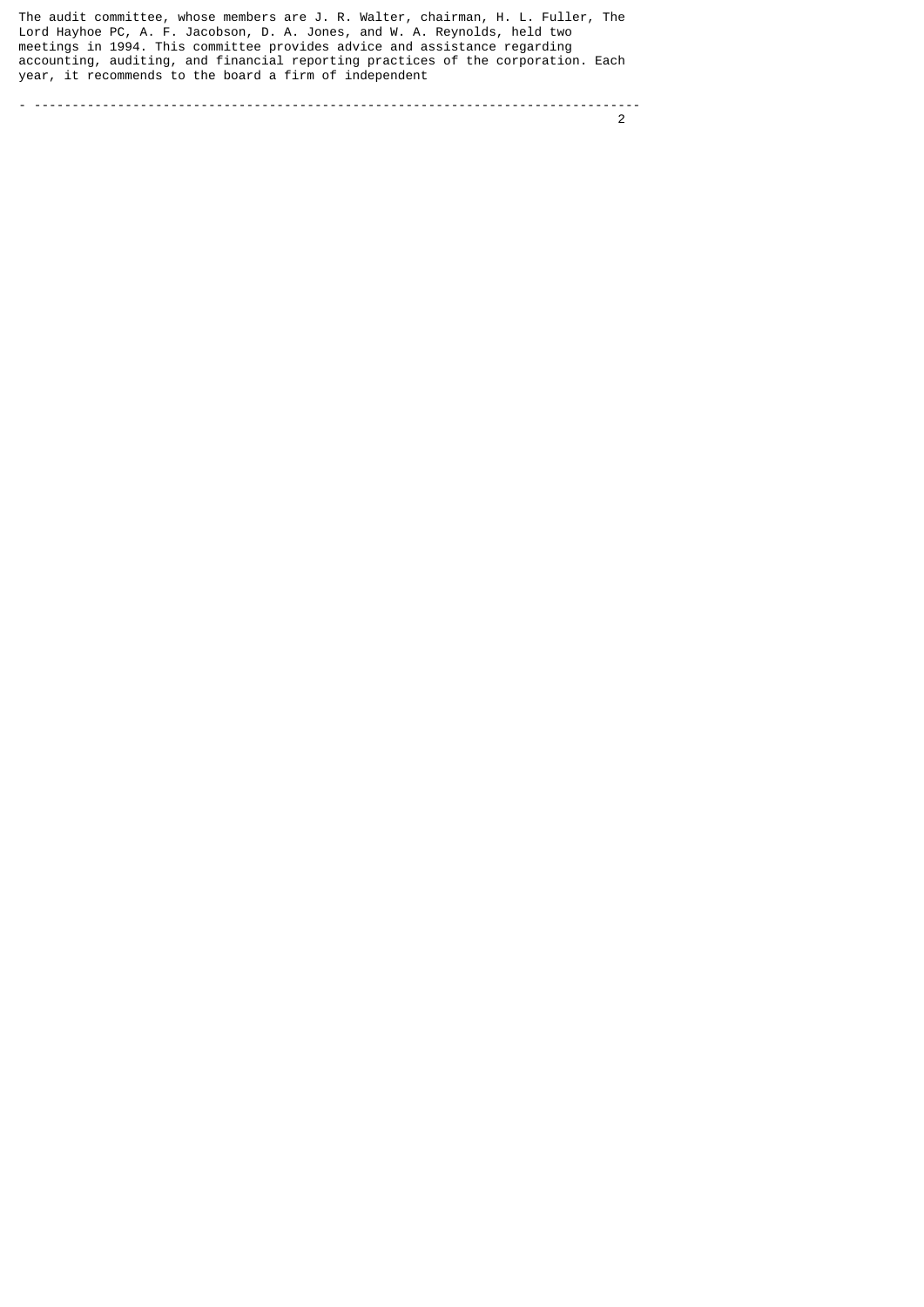The audit committee, whose members are J. R. Walter, chairman, H. L. Fuller, The Lord Hayhoe PC, A. F. Jacobson, D. A. Jones, and W. A. Reynolds, held two meetings in 1994. This committee provides advice and assistance regarding accounting, auditing, and financial reporting practices of the corporation. Each year, it recommends to the board a firm of independent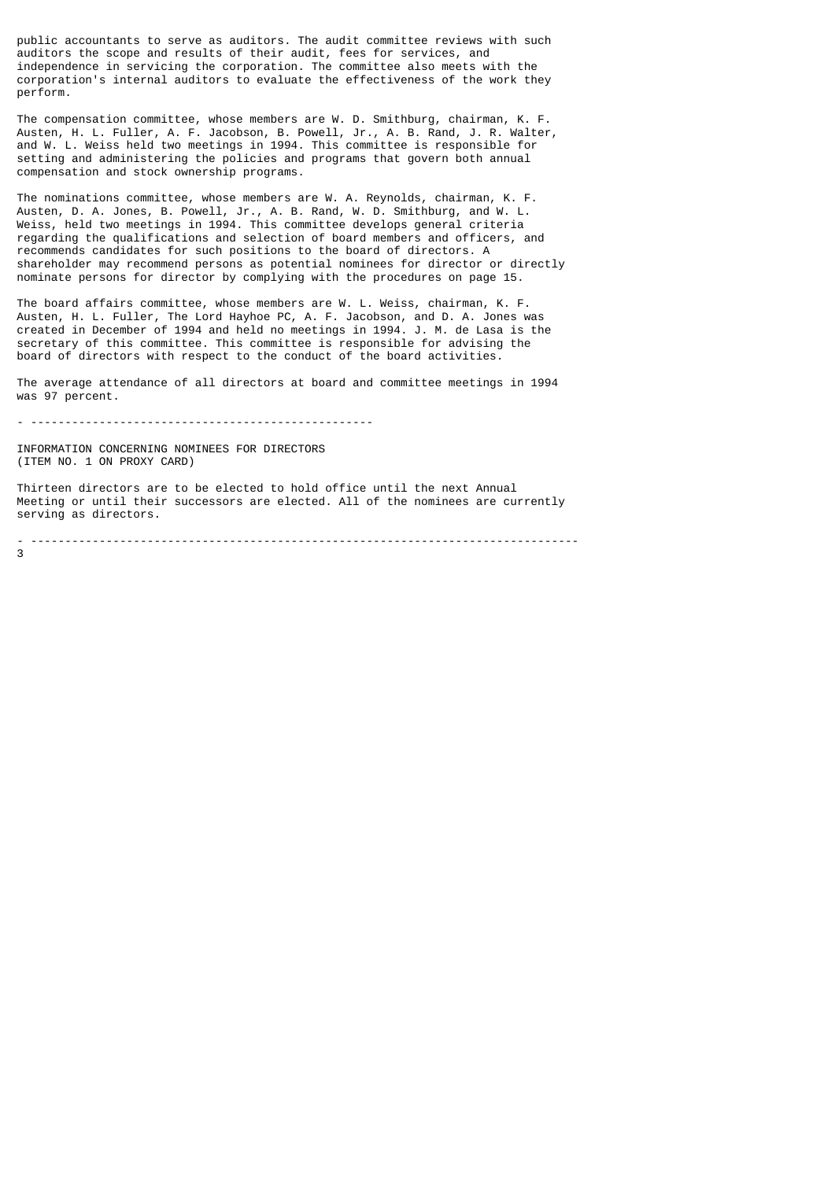public accountants to serve as auditors. The audit committee reviews with such auditors the scope and results of their audit, fees for services, and independence in servicing the corporation. The committee also meets with the corporation's internal auditors to evaluate the effectiveness of the work they perform.

The compensation committee, whose members are W. D. Smithburg, chairman, K. F. Austen, H. L. Fuller, A. F. Jacobson, B. Powell, Jr., A. B. Rand, J. R. Walter, and W. L. Weiss held two meetings in 1994. This committee is responsible for setting and administering the policies and programs that govern both annual compensation and stock ownership programs.

The nominations committee, whose members are W. A. Reynolds, chairman, K. F. Austen, D. A. Jones, B. Powell, Jr., A. B. Rand, W. D. Smithburg, and W. L. Weiss, held two meetings in 1994. This committee develops general criteria regarding the qualifications and selection of board members and officers, and recommends candidates for such positions to the board of directors. A shareholder may recommend persons as potential nominees for director or directly nominate persons for director by complying with the procedures on page 15.

The board affairs committee, whose members are W. L. Weiss, chairman, K. F. Austen, H. L. Fuller, The Lord Hayhoe PC, A. F. Jacobson, and D. A. Jones was created in December of 1994 and held no meetings in 1994. J. M. de Lasa is the secretary of this committee. This committee is responsible for advising the board of directors with respect to the conduct of the board activities.

The average attendance of all directors at board and committee meetings in 1994 was 97 percent.

---

INFORMATION CONCERNING NOMINEES FOR DIRECTORS
(ITEM NO. 1 ON PROXY CARD)

Thirteen directors are to be elected to hold office until the next Annual Meeting or until their successors are elected. All of the nominees are currently serving as directors.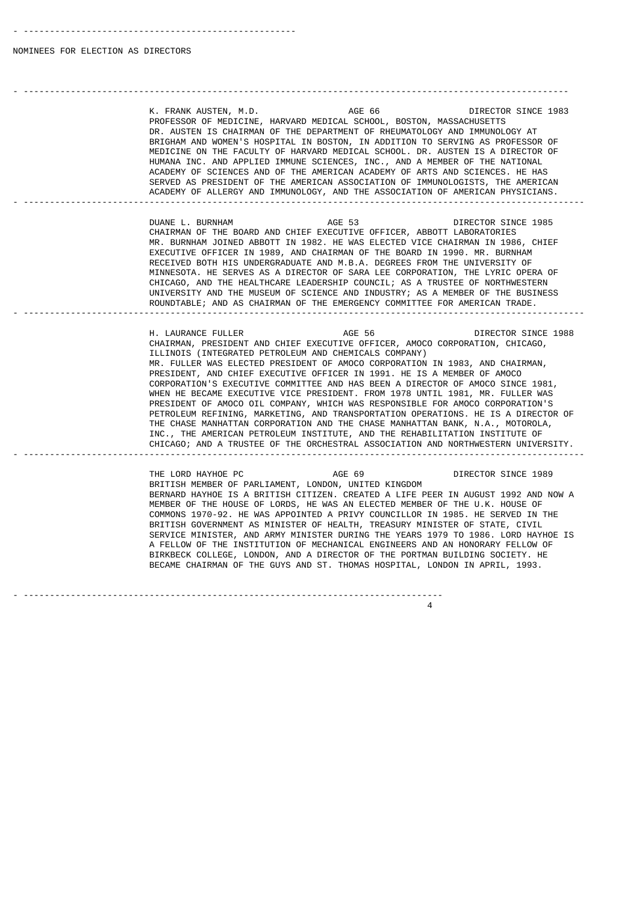## NOMINEES FOR ELECTION AS DIRECTORS

**K. FRANK AUSTEN, M.D.** — AGE 66 — DIRECTOR SINCE 1983

PROFESSOR OF MEDICINE, HARVARD MEDICAL SCHOOL, BOSTON, MASSACHUSETTS

DR. AUSTEN IS CHAIRMAN OF THE DEPARTMENT OF RHEUMATOLOGY AND IMMUNOLOGY AT BRIGHAM AND WOMEN'S HOSPITAL IN BOSTON, IN ADDITION TO SERVING AS PROFESSOR OF MEDICINE ON THE FACULTY OF HARVARD MEDICAL SCHOOL. DR. AUSTEN IS A DIRECTOR OF HUMANA INC. AND APPLIED IMMUNE SCIENCES, INC., AND A MEMBER OF THE NATIONAL ACADEMY OF SCIENCES AND OF THE AMERICAN ACADEMY OF ARTS AND SCIENCES. HE HAS SERVED AS PRESIDENT OF THE AMERICAN ASSOCIATION OF IMMUNOLOGISTS, THE AMERICAN ACADEMY OF ALLERGY AND IMMUNOLOGY, AND THE ASSOCIATION OF AMERICAN PHYSICIANS.

---

**DUANE L. BURNHAM** — AGE 53 — DIRECTOR SINCE 1985

CHAIRMAN OF THE BOARD AND CHIEF EXECUTIVE OFFICER, ABBOTT LABORATORIES

MR. BURNHAM JOINED ABBOTT IN 1982. HE WAS ELECTED VICE CHAIRMAN IN 1986, CHIEF EXECUTIVE OFFICER IN 1989, AND CHAIRMAN OF THE BOARD IN 1990. MR. BURNHAM RECEIVED BOTH HIS UNDERGRADUATE AND M.B.A. DEGREES FROM THE UNIVERSITY OF MINNESOTA. HE SERVES AS A DIRECTOR OF SARA LEE CORPORATION, THE LYRIC OPERA OF CHICAGO, AND THE HEALTHCARE LEADERSHIP COUNCIL; AS A TRUSTEE OF NORTHWESTERN UNIVERSITY AND THE MUSEUM OF SCIENCE AND INDUSTRY; AS A MEMBER OF THE BUSINESS ROUNDTABLE; AND AS CHAIRMAN OF THE EMERGENCY COMMITTEE FOR AMERICAN TRADE.

---

**H. LAURANCE FULLER** — AGE 56 — DIRECTOR SINCE 1988

CHAIRMAN, PRESIDENT AND CHIEF EXECUTIVE OFFICER, AMOCO CORPORATION, CHICAGO, ILLINOIS (INTEGRATED PETROLEUM AND CHEMICALS COMPANY)

MR. FULLER WAS ELECTED PRESIDENT OF AMOCO CORPORATION IN 1983, AND CHAIRMAN, PRESIDENT, AND CHIEF EXECUTIVE OFFICER IN 1991. HE IS A MEMBER OF AMOCO CORPORATION'S EXECUTIVE COMMITTEE AND HAS BEEN A DIRECTOR OF AMOCO SINCE 1981, WHEN HE BECAME EXECUTIVE VICE PRESIDENT. FROM 1978 UNTIL 1981, MR. FULLER WAS PRESIDENT OF AMOCO OIL COMPANY, WHICH WAS RESPONSIBLE FOR AMOCO CORPORATION'S PETROLEUM REFINING, MARKETING, AND TRANSPORTATION OPERATIONS. HE IS A DIRECTOR OF THE CHASE MANHATTAN CORPORATION AND THE CHASE MANHATTAN BANK, N.A., MOTOROLA, INC., THE AMERICAN PETROLEUM INSTITUTE, AND THE REHABILITATION INSTITUTE OF CHICAGO; AND A TRUSTEE OF THE ORCHESTRAL ASSOCIATION AND NORTHWESTERN UNIVERSITY.

---

**THE LORD HAYHOE PC** — AGE 69 — DIRECTOR SINCE 1989

BRITISH MEMBER OF PARLIAMENT, LONDON, UNITED KINGDOM

BERNARD HAYHOE IS A BRITISH CITIZEN. CREATED A LIFE PEER IN AUGUST 1992 AND NOW A MEMBER OF THE HOUSE OF LORDS, HE WAS AN ELECTED MEMBER OF THE U.K. HOUSE OF COMMONS 1970-92. HE WAS APPOINTED A PRIVY COUNCILLOR IN 1985. HE SERVED IN THE BRITISH GOVERNMENT AS MINISTER OF HEALTH, TREASURY MINISTER OF STATE, CIVIL SERVICE MINISTER, AND ARMY MINISTER DURING THE YEARS 1979 TO 1986. LORD HAYHOE IS A FELLOW OF THE INSTITUTION OF MECHANICAL ENGINEERS AND AN HONORARY FELLOW OF BIRKBECK COLLEGE, LONDON, AND A DIRECTOR OF THE PORTMAN BUILDING SOCIETY. HE BECAME CHAIRMAN OF THE GUYS AND ST. THOMAS HOSPITAL, LONDON IN APRIL, 1993.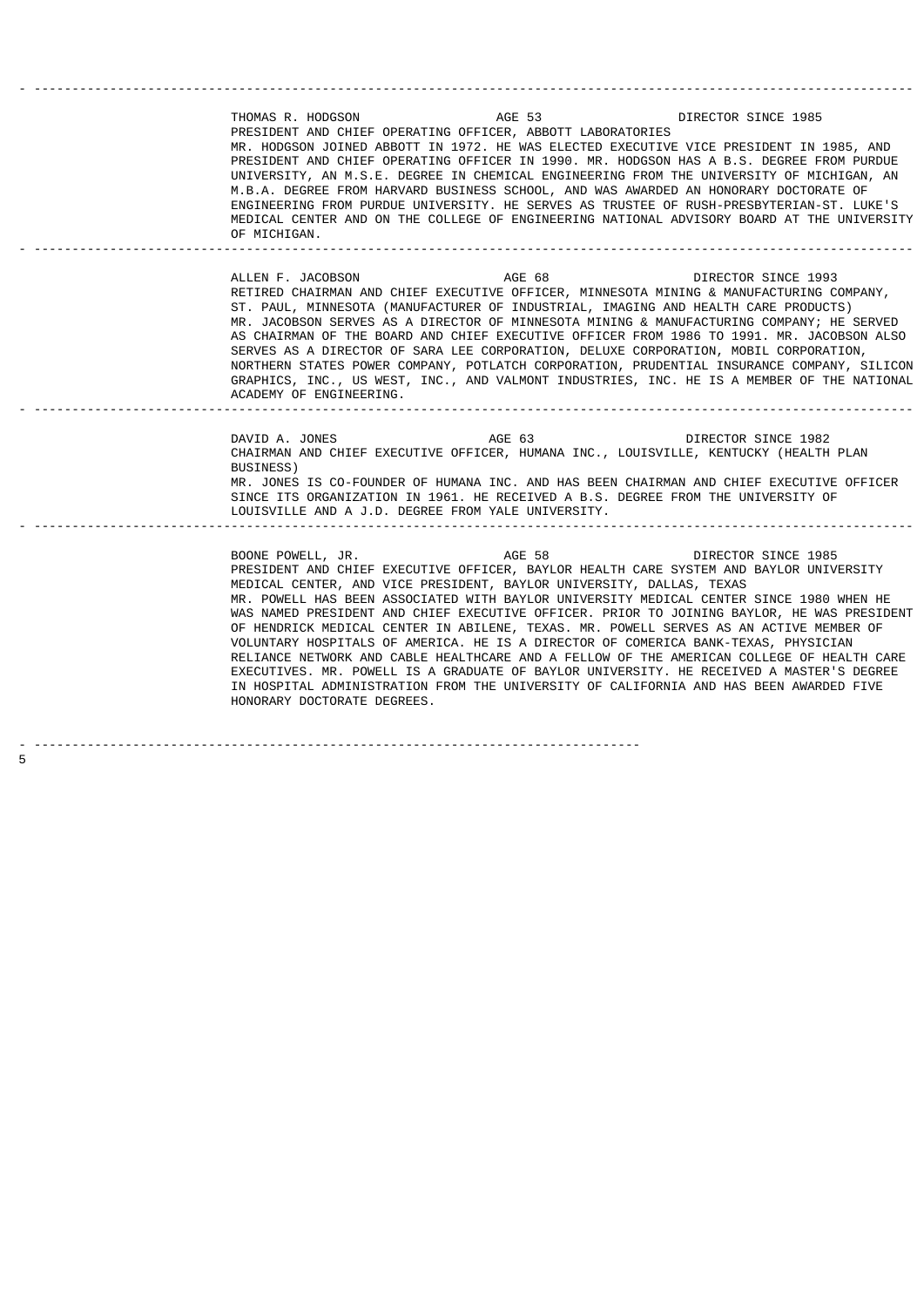---

THOMAS R. HODGSON AGE 53 DIRECTOR SINCE 1985
PRESIDENT AND CHIEF OPERATING OFFICER, ABBOTT LABORATORIES
MR. HODGSON JOINED ABBOTT IN 1972. HE WAS ELECTED EXECUTIVE VICE PRESIDENT IN 1985, AND PRESIDENT AND CHIEF OPERATING OFFICER IN 1990. MR. HODGSON HAS A B.S. DEGREE FROM PURDUE UNIVERSITY, AN M.S.E. DEGREE IN CHEMICAL ENGINEERING FROM THE UNIVERSITY OF MICHIGAN, AN M.B.A. DEGREE FROM HARVARD BUSINESS SCHOOL, AND WAS AWARDED AN HONORARY DOCTORATE OF ENGINEERING FROM PURDUE UNIVERSITY. HE SERVES AS TRUSTEE OF RUSH-PRESBYTERIAN-ST. LUKE'S MEDICAL CENTER AND ON THE COLLEGE OF ENGINEERING NATIONAL ADVISORY BOARD AT THE UNIVERSITY OF MICHIGAN.

---

ALLEN F. JACOBSON AGE 68 DIRECTOR SINCE 1993
RETIRED CHAIRMAN AND CHIEF EXECUTIVE OFFICER, MINNESOTA MINING & MANUFACTURING COMPANY, ST. PAUL, MINNESOTA (MANUFACTURER OF INDUSTRIAL, IMAGING AND HEALTH CARE PRODUCTS)
MR. JACOBSON SERVES AS A DIRECTOR OF MINNESOTA MINING & MANUFACTURING COMPANY; HE SERVED AS CHAIRMAN OF THE BOARD AND CHIEF EXECUTIVE OFFICER FROM 1986 TO 1991. MR. JACOBSON ALSO SERVES AS A DIRECTOR OF SARA LEE CORPORATION, DELUXE CORPORATION, MOBIL CORPORATION, NORTHERN STATES POWER COMPANY, POTLATCH CORPORATION, PRUDENTIAL INSURANCE COMPANY, SILICON GRAPHICS, INC., US WEST, INC., AND VALMONT INDUSTRIES, INC. HE IS A MEMBER OF THE NATIONAL ACADEMY OF ENGINEERING.

---

DAVID A. JONES AGE 63 DIRECTOR SINCE 1982
CHAIRMAN AND CHIEF EXECUTIVE OFFICER, HUMANA INC., LOUISVILLE, KENTUCKY (HEALTH PLAN BUSINESS)
MR. JONES IS CO-FOUNDER OF HUMANA INC. AND HAS BEEN CHAIRMAN AND CHIEF EXECUTIVE OFFICER SINCE ITS ORGANIZATION IN 1961. HE RECEIVED A B.S. DEGREE FROM THE UNIVERSITY OF LOUISVILLE AND A J.D. DEGREE FROM YALE UNIVERSITY.

---

BOONE POWELL, JR. AGE 58 DIRECTOR SINCE 1985
PRESIDENT AND CHIEF EXECUTIVE OFFICER, BAYLOR HEALTH CARE SYSTEM AND BAYLOR UNIVERSITY MEDICAL CENTER, AND VICE PRESIDENT, BAYLOR UNIVERSITY, DALLAS, TEXAS
MR. POWELL HAS BEEN ASSOCIATED WITH BAYLOR UNIVERSITY MEDICAL CENTER SINCE 1980 WHEN HE WAS NAMED PRESIDENT AND CHIEF EXECUTIVE OFFICER. PRIOR TO JOINING BAYLOR, HE WAS PRESIDENT OF HENDRICK MEDICAL CENTER IN ABILENE, TEXAS. MR. POWELL SERVES AS AN ACTIVE MEMBER OF VOLUNTARY HOSPITALS OF AMERICA. HE IS A DIRECTOR OF COMERICA BANK-TEXAS, PHYSICIAN RELIANCE NETWORK AND CABLE HEALTHCARE AND A FELLOW OF THE AMERICAN COLLEGE OF HEALTH CARE EXECUTIVES. MR. POWELL IS A GRADUATE OF BAYLOR UNIVERSITY. HE RECEIVED A MASTER'S DEGREE IN HOSPITAL ADMINISTRATION FROM THE UNIVERSITY OF CALIFORNIA AND HAS BEEN AWARDED FIVE HONORARY DOCTORATE DEGREES.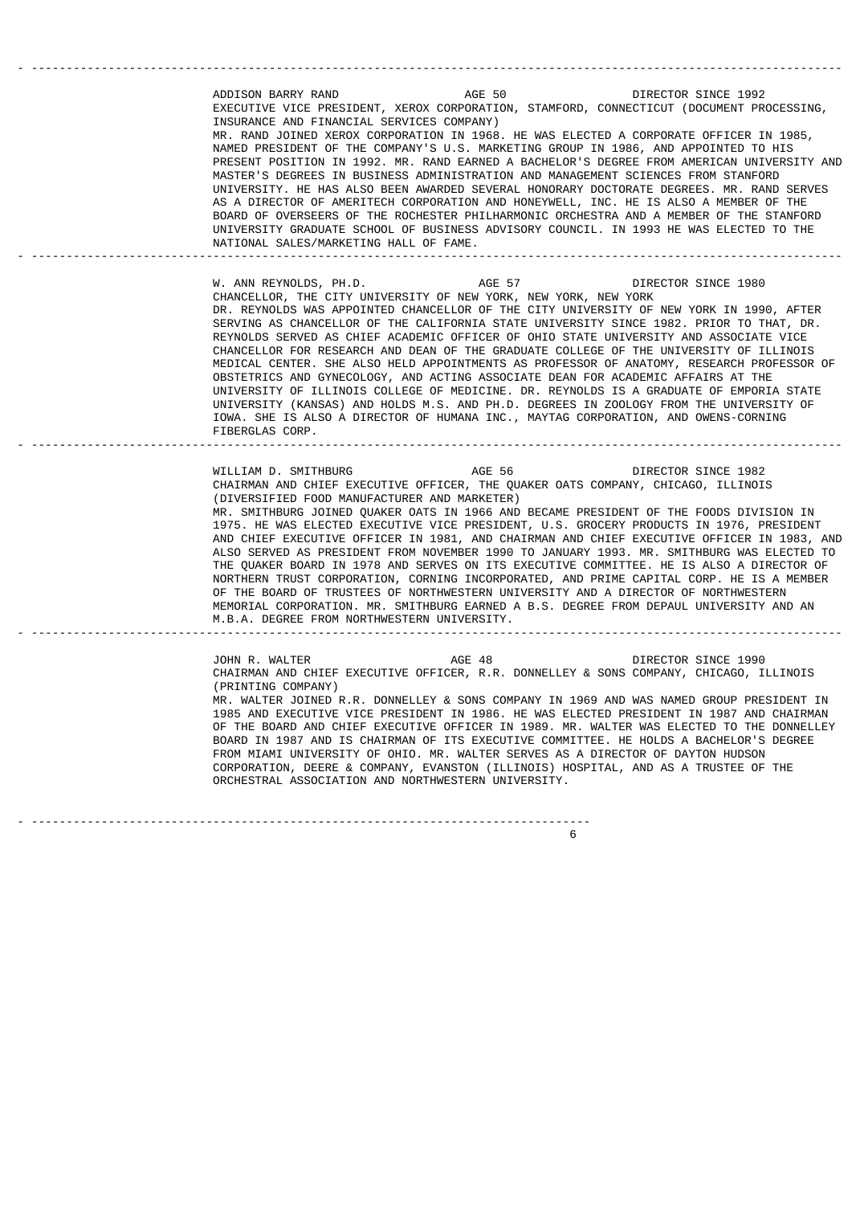---

ADDISON BARRY RAND AGE 50 DIRECTOR SINCE 1992

EXECUTIVE VICE PRESIDENT, XEROX CORPORATION, STAMFORD, CONNECTICUT (DOCUMENT PROCESSING, INSURANCE AND FINANCIAL SERVICES COMPANY)

MR. RAND JOINED XEROX CORPORATION IN 1968. HE WAS ELECTED A CORPORATE OFFICER IN 1985, NAMED PRESIDENT OF THE COMPANY'S U.S. MARKETING GROUP IN 1986, AND APPOINTED TO HIS PRESENT POSITION IN 1992. MR. RAND EARNED A BACHELOR'S DEGREE FROM AMERICAN UNIVERSITY AND MASTER'S DEGREES IN BUSINESS ADMINISTRATION AND MANAGEMENT SCIENCES FROM STANFORD UNIVERSITY. HE HAS ALSO BEEN AWARDED SEVERAL HONORARY DOCTORATE DEGREES. MR. RAND SERVES AS A DIRECTOR OF AMERITECH CORPORATION AND HONEYWELL, INC. HE IS ALSO A MEMBER OF THE BOARD OF OVERSEERS OF THE ROCHESTER PHILHARMONIC ORCHESTRA AND A MEMBER OF THE STANFORD UNIVERSITY GRADUATE SCHOOL OF BUSINESS ADVISORY COUNCIL. IN 1993 HE WAS ELECTED TO THE NATIONAL SALES/MARKETING HALL OF FAME.

---

W. ANN REYNOLDS, PH.D. AGE 57 DIRECTOR SINCE 1980

CHANCELLOR, THE CITY UNIVERSITY OF NEW YORK, NEW YORK, NEW YORK

DR. REYNOLDS WAS APPOINTED CHANCELLOR OF THE CITY UNIVERSITY OF NEW YORK IN 1990, AFTER SERVING AS CHANCELLOR OF THE CALIFORNIA STATE UNIVERSITY SINCE 1982. PRIOR TO THAT, DR. REYNOLDS SERVED AS CHIEF ACADEMIC OFFICER OF OHIO STATE UNIVERSITY AND ASSOCIATE VICE CHANCELLOR FOR RESEARCH AND DEAN OF THE GRADUATE COLLEGE OF THE UNIVERSITY OF ILLINOIS MEDICAL CENTER. SHE ALSO HELD APPOINTMENTS AS PROFESSOR OF ANATOMY, RESEARCH PROFESSOR OF OBSTETRICS AND GYNECOLOGY, AND ACTING ASSOCIATE DEAN FOR ACADEMIC AFFAIRS AT THE UNIVERSITY OF ILLINOIS COLLEGE OF MEDICINE. DR. REYNOLDS IS A GRADUATE OF EMPORIA STATE UNIVERSITY (KANSAS) AND HOLDS M.S. AND PH.D. DEGREES IN ZOOLOGY FROM THE UNIVERSITY OF IOWA. SHE IS ALSO A DIRECTOR OF HUMANA INC., MAYTAG CORPORATION, AND OWENS-CORNING FIBERGLAS CORP.

---

WILLIAM D. SMITHBURG AGE 56 DIRECTOR SINCE 1982

CHAIRMAN AND CHIEF EXECUTIVE OFFICER, THE QUAKER OATS COMPANY, CHICAGO, ILLINOIS (DIVERSIFIED FOOD MANUFACTURER AND MARKETER)

MR. SMITHBURG JOINED QUAKER OATS IN 1966 AND BECAME PRESIDENT OF THE FOODS DIVISION IN 1975. HE WAS ELECTED EXECUTIVE VICE PRESIDENT, U.S. GROCERY PRODUCTS IN 1976, PRESIDENT AND CHIEF EXECUTIVE OFFICER IN 1981, AND CHAIRMAN AND CHIEF EXECUTIVE OFFICER IN 1983, AND ALSO SERVED AS PRESIDENT FROM NOVEMBER 1990 TO JANUARY 1993. MR. SMITHBURG WAS ELECTED TO THE QUAKER BOARD IN 1978 AND SERVES ON ITS EXECUTIVE COMMITTEE. HE IS ALSO A DIRECTOR OF NORTHERN TRUST CORPORATION, CORNING INCORPORATED, AND PRIME CAPITAL CORP. HE IS A MEMBER OF THE BOARD OF TRUSTEES OF NORTHWESTERN UNIVERSITY AND A DIRECTOR OF NORTHWESTERN MEMORIAL CORPORATION. MR. SMITHBURG EARNED A B.S. DEGREE FROM DEPAUL UNIVERSITY AND AN M.B.A. DEGREE FROM NORTHWESTERN UNIVERSITY.

---

JOHN R. WALTER AGE 48 DIRECTOR SINCE 1990

CHAIRMAN AND CHIEF EXECUTIVE OFFICER, R.R. DONNELLEY & SONS COMPANY, CHICAGO, ILLINOIS (PRINTING COMPANY)

MR. WALTER JOINED R.R. DONNELLEY & SONS COMPANY IN 1969 AND WAS NAMED GROUP PRESIDENT IN 1985 AND EXECUTIVE VICE PRESIDENT IN 1986. HE WAS ELECTED PRESIDENT IN 1987 AND CHAIRMAN OF THE BOARD AND CHIEF EXECUTIVE OFFICER IN 1989. MR. WALTER WAS ELECTED TO THE DONNELLEY BOARD IN 1987 AND IS CHAIRMAN OF ITS EXECUTIVE COMMITTEE. HE HOLDS A BACHELOR'S DEGREE FROM MIAMI UNIVERSITY OF OHIO. MR. WALTER SERVES AS A DIRECTOR OF DAYTON HUDSON CORPORATION, DEERE & COMPANY, EVANSTON (ILLINOIS) HOSPITAL, AND AS A TRUSTEE OF THE ORCHESTRAL ASSOCIATION AND NORTHWESTERN UNIVERSITY.

---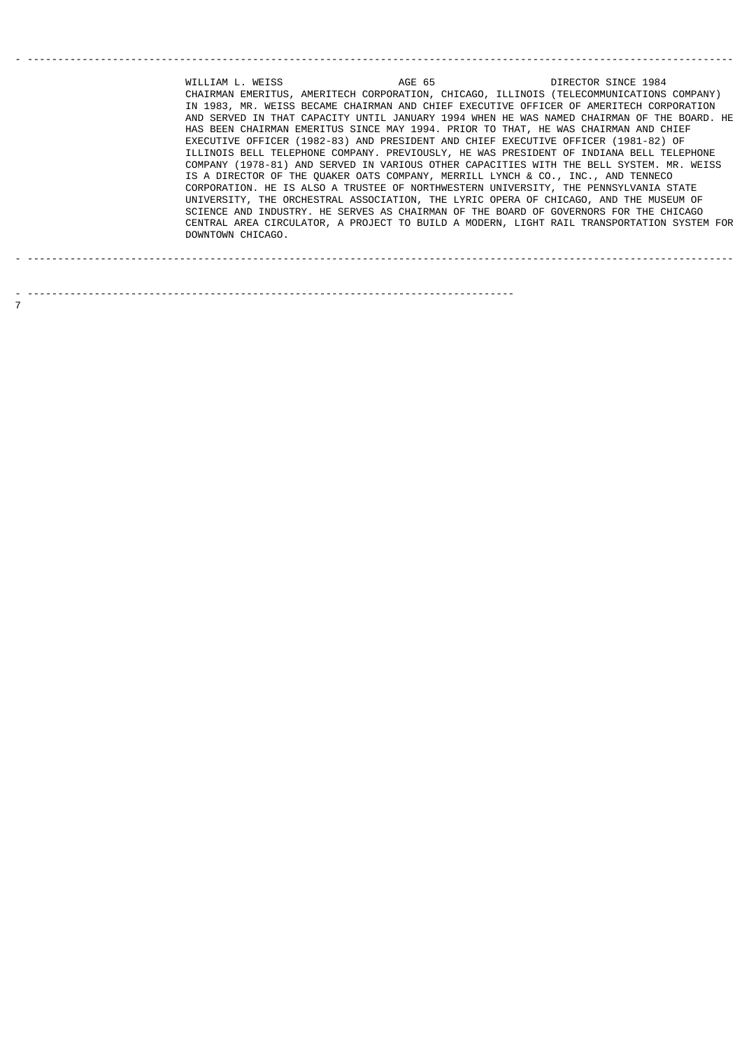WILLIAM L. WEISS AGE 65 DIRECTOR SINCE 1984

CHAIRMAN EMERITUS, AMERITECH CORPORATION, CHICAGO, ILLINOIS (TELECOMMUNICATIONS COMPANY) IN 1983, MR. WEISS BECAME CHAIRMAN AND CHIEF EXECUTIVE OFFICER OF AMERITECH CORPORATION AND SERVED IN THAT CAPACITY UNTIL JANUARY 1994 WHEN HE WAS NAMED CHAIRMAN OF THE BOARD. HE HAS BEEN CHAIRMAN EMERITUS SINCE MAY 1994. PRIOR TO THAT, HE WAS CHAIRMAN AND CHIEF EXECUTIVE OFFICER (1982-83) AND PRESIDENT AND CHIEF EXECUTIVE OFFICER (1981-82) OF ILLINOIS BELL TELEPHONE COMPANY. PREVIOUSLY, HE WAS PRESIDENT OF INDIANA BELL TELEPHONE COMPANY (1978-81) AND SERVED IN VARIOUS OTHER CAPACITIES WITH THE BELL SYSTEM. MR. WEISS IS A DIRECTOR OF THE QUAKER OATS COMPANY, MERRILL LYNCH & CO., INC., AND TENNECO CORPORATION. HE IS ALSO A TRUSTEE OF NORTHWESTERN UNIVERSITY, THE PENNSYLVANIA STATE UNIVERSITY, THE ORCHESTRAL ASSOCIATION, THE LYRIC OPERA OF CHICAGO, AND THE MUSEUM OF SCIENCE AND INDUSTRY. HE SERVES AS CHAIRMAN OF THE BOARD OF GOVERNORS FOR THE CHICAGO CENTRAL AREA CIRCULATOR, A PROJECT TO BUILD A MODERN, LIGHT RAIL TRANSPORTATION SYSTEM FOR DOWNTOWN CHICAGO.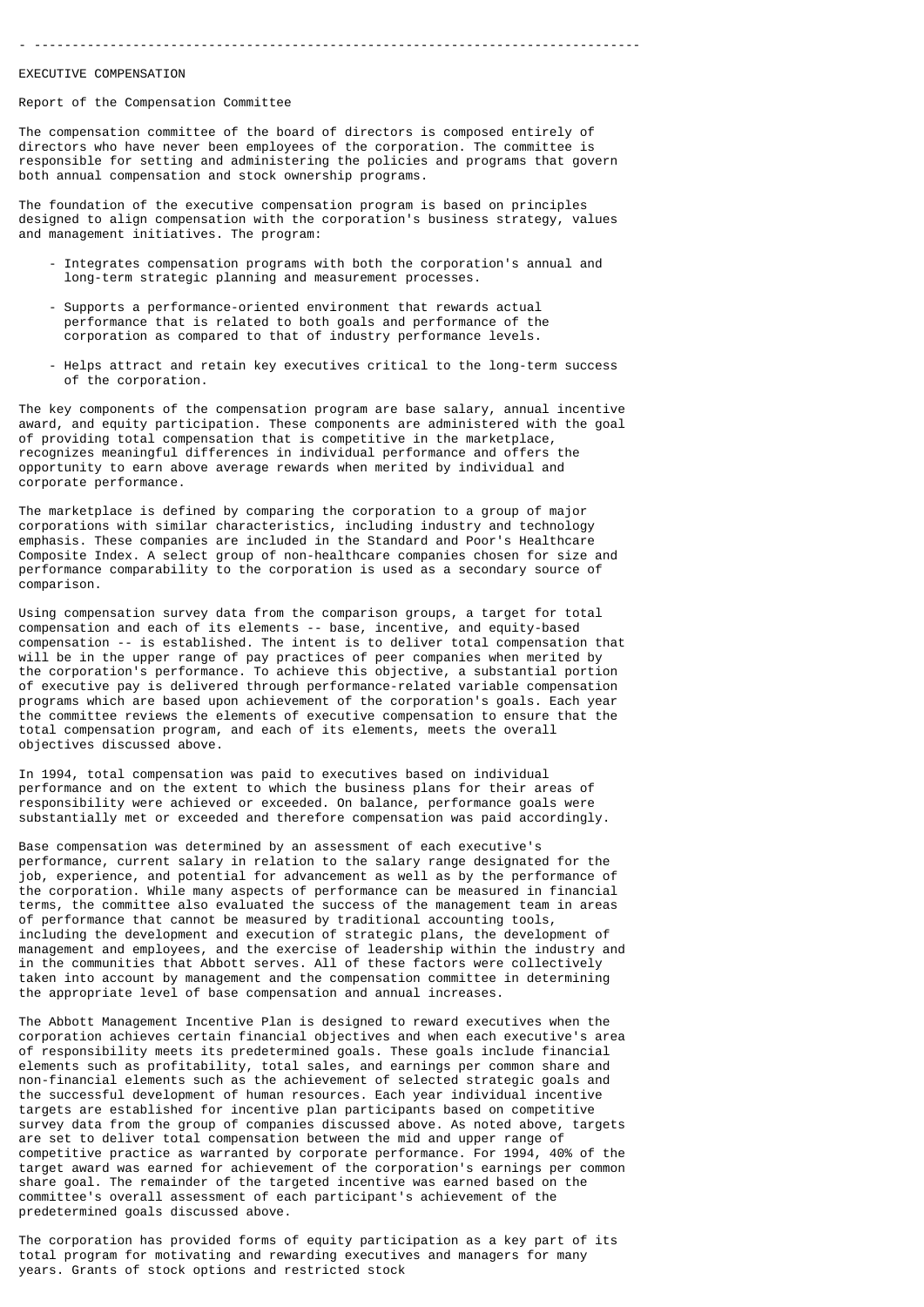## EXECUTIVE COMPENSATION

### Report of the Compensation Committee

The compensation committee of the board of directors is composed entirely of directors who have never been employees of the corporation. The committee is responsible for setting and administering the policies and programs that govern both annual compensation and stock ownership programs.

The foundation of the executive compensation program is based on principles designed to align compensation with the corporation's business strategy, values and management initiatives. The program:

- Integrates compensation programs with both the corporation's annual and long-term strategic planning and measurement processes.

- Supports a performance-oriented environment that rewards actual performance that is related to both goals and performance of the corporation as compared to that of industry performance levels.

- Helps attract and retain key executives critical to the long-term success of the corporation.

The key components of the compensation program are base salary, annual incentive award, and equity participation. These components are administered with the goal of providing total compensation that is competitive in the marketplace, recognizes meaningful differences in individual performance and offers the opportunity to earn above average rewards when merited by individual and corporate performance.

The marketplace is defined by comparing the corporation to a group of major corporations with similar characteristics, including industry and technology emphasis. These companies are included in the Standard and Poor's Healthcare Composite Index. A select group of non-healthcare companies chosen for size and performance comparability to the corporation is used as a secondary source of comparison.

Using compensation survey data from the comparison groups, a target for total compensation and each of its elements -- base, incentive, and equity-based compensation -- is established. The intent is to deliver total compensation that will be in the upper range of pay practices of peer companies when merited by the corporation's performance. To achieve this objective, a substantial portion of executive pay is delivered through performance-related variable compensation programs which are based upon achievement of the corporation's goals. Each year the committee reviews the elements of executive compensation to ensure that the total compensation program, and each of its elements, meets the overall objectives discussed above.

In 1994, total compensation was paid to executives based on individual performance and on the extent to which the business plans for their areas of responsibility were achieved or exceeded. On balance, performance goals were substantially met or exceeded and therefore compensation was paid accordingly.

Base compensation was determined by an assessment of each executive's performance, current salary in relation to the salary range designated for the job, experience, and potential for advancement as well as by the performance of the corporation. While many aspects of performance can be measured in financial terms, the committee also evaluated the success of the management team in areas of performance that cannot be measured by traditional accounting tools, including the development and execution of strategic plans, the development of management and employees, and the exercise of leadership within the industry and in the communities that Abbott serves. All of these factors were collectively taken into account by management and the compensation committee in determining the appropriate level of base compensation and annual increases.

The Abbott Management Incentive Plan is designed to reward executives when the corporation achieves certain financial objectives and when each executive's area of responsibility meets its predetermined goals. These goals include financial elements such as profitability, total sales, and earnings per common share and non-financial elements such as the achievement of selected strategic goals and the successful development of human resources. Each year individual incentive targets are established for incentive plan participants based on competitive survey data from the group of companies discussed above. As noted above, targets are set to deliver total compensation between the mid and upper range of competitive practice as warranted by corporate performance. For 1994, 40% of the target award was earned for achievement of the corporation's earnings per common share goal. The remainder of the targeted incentive was earned based on the committee's overall assessment of each participant's achievement of the predetermined goals discussed above.

The corporation has provided forms of equity participation as a key part of its total program for motivating and rewarding executives and managers for many years. Grants of stock options and restricted stock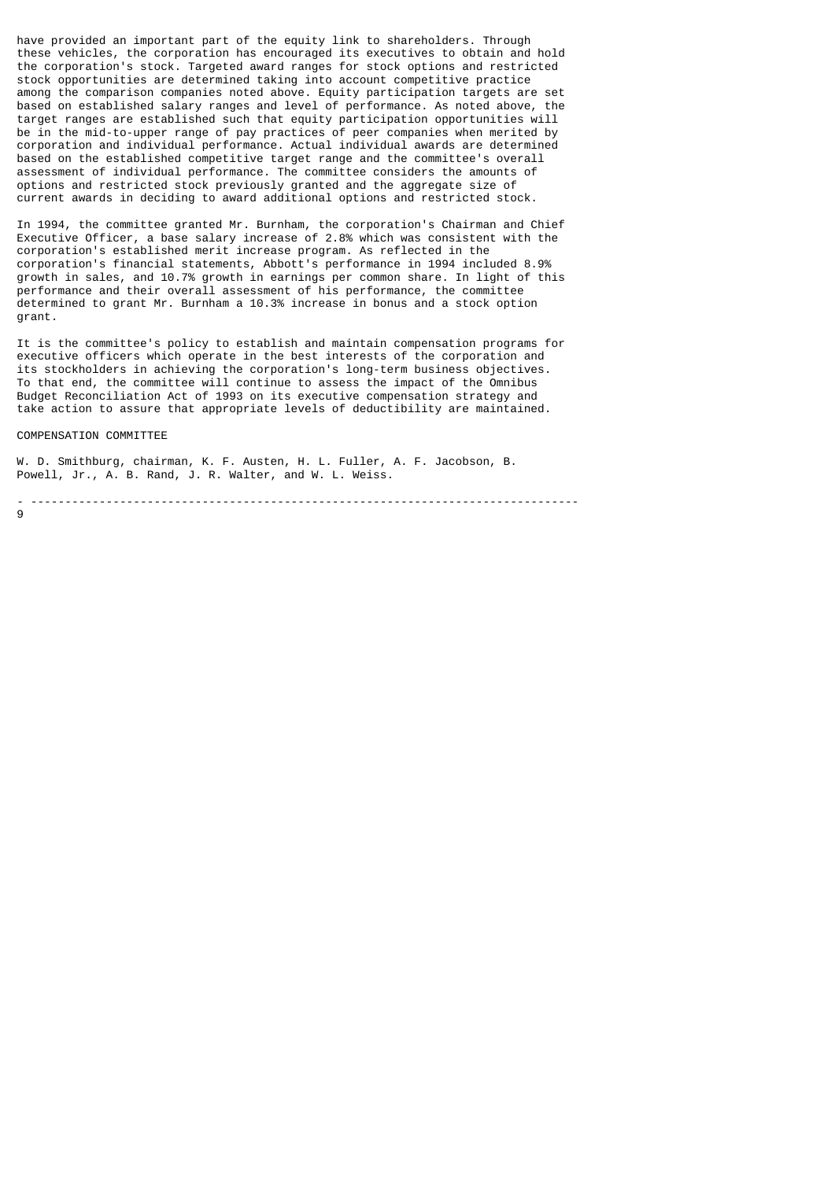have provided an important part of the equity link to shareholders. Through these vehicles, the corporation has encouraged its executives to obtain and hold the corporation's stock. Targeted award ranges for stock options and restricted stock opportunities are determined taking into account competitive practice among the comparison companies noted above. Equity participation targets are set based on established salary ranges and level of performance. As noted above, the target ranges are established such that equity participation opportunities will be in the mid-to-upper range of pay practices of peer companies when merited by corporation and individual performance. Actual individual awards are determined based on the established competitive target range and the committee's overall assessment of individual performance. The committee considers the amounts of options and restricted stock previously granted and the aggregate size of current awards in deciding to award additional options and restricted stock.

In 1994, the committee granted Mr. Burnham, the corporation's Chairman and Chief Executive Officer, a base salary increase of 2.8% which was consistent with the corporation's established merit increase program. As reflected in the corporation's financial statements, Abbott's performance in 1994 included 8.9% growth in sales, and 10.7% growth in earnings per common share. In light of this performance and their overall assessment of his performance, the committee determined to grant Mr. Burnham a 10.3% increase in bonus and a stock option grant.

It is the committee's policy to establish and maintain compensation programs for executive officers which operate in the best interests of the corporation and its stockholders in achieving the corporation's long-term business objectives. To that end, the committee will continue to assess the impact of the Omnibus Budget Reconciliation Act of 1993 on its executive compensation strategy and take action to assure that appropriate levels of deductibility are maintained.

COMPENSATION COMMITTEE

W. D. Smithburg, chairman, K. F. Austen, H. L. Fuller, A. F. Jacobson, B. Powell, Jr., A. B. Rand, J. R. Walter, and W. L. Weiss.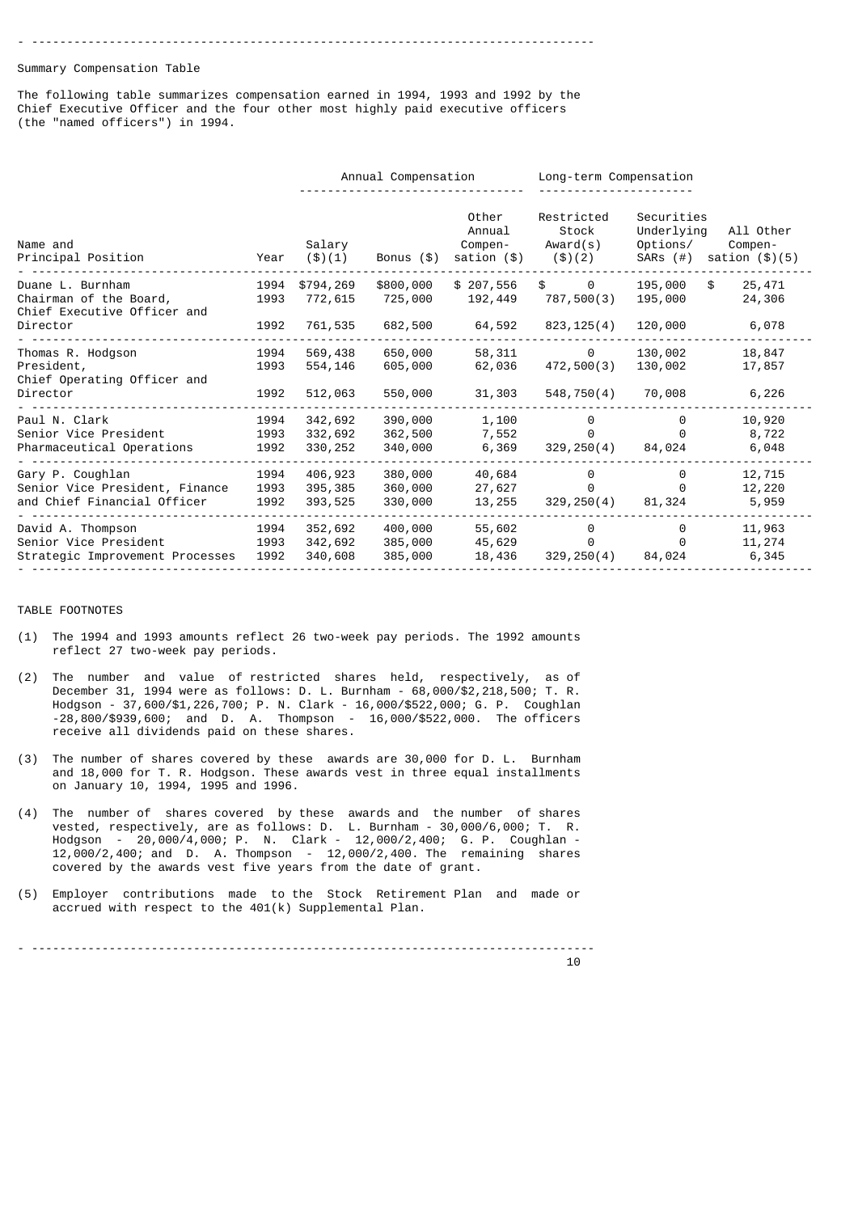## Summary Compensation Table

The following table summarizes compensation earned in 1994, 1993 and 1992 by the Chief Executive Officer and the four other most highly paid executive officers (the "named officers") in 1994.

| | | Annual Compensation | | | Long-term Compensation | | |
|---|---|---|---|---|---|---|---|
| Name and Principal Position | Year | Salary ($)(1) | Bonus ($) | Other Annual Compen- sation ($) | Restricted Stock Award(s) ($)(2) | Securities Underlying Options/ SARs (#) | All Other Compen- sation ($)(5) |
| Duane L. Burnham | 1994 | $794,269 | $800,000 | $ 207,556 | $ 0 | 195,000 | $ 25,471 |
| Chairman of the Board, | 1993 | 772,615 | 725,000 | 192,449 | 787,500(3) | 195,000 | 24,306 |
| Chief Executive Officer and Director | 1992 | 761,535 | 682,500 | 64,592 | 823,125(4) | 120,000 | 6,078 |
| Thomas R. Hodgson | 1994 | 569,438 | 650,000 | 58,311 | 0 | 130,002 | 18,847 |
| President, | 1993 | 554,146 | 605,000 | 62,036 | 472,500(3) | 130,002 | 17,857 |
| Chief Operating Officer and Director | 1992 | 512,063 | 550,000 | 31,303 | 548,750(4) | 70,008 | 6,226 |
| Paul N. Clark | 1994 | 342,692 | 390,000 | 1,100 | 0 | 0 | 10,920 |
| Senior Vice President | 1993 | 332,692 | 362,500 | 7,552 | 0 | 0 | 8,722 |
| Pharmaceutical Operations | 1992 | 330,252 | 340,000 | 6,369 | 329,250(4) | 84,024 | 6,048 |
| Gary P. Coughlan | 1994 | 406,923 | 380,000 | 40,684 | 0 | 0 | 12,715 |
| Senior Vice President, Finance | 1993 | 395,385 | 360,000 | 27,627 | 0 | 0 | 12,220 |
| and Chief Financial Officer | 1992 | 393,525 | 330,000 | 13,255 | 329,250(4) | 81,324 | 5,959 |
| David A. Thompson | 1994 | 352,692 | 400,000 | 55,602 | 0 | 0 | 11,963 |
| Senior Vice President | 1993 | 342,692 | 385,000 | 45,629 | 0 | 0 | 11,274 |
| Strategic Improvement Processes | 1992 | 340,608 | 385,000 | 18,436 | 329,250(4) | 84,024 | 6,345 |

TABLE FOOTNOTES

(1) The 1994 and 1993 amounts reflect 26 two-week pay periods. The 1992 amounts reflect 27 two-week pay periods.

(2) The number and value of restricted shares held, respectively, as of December 31, 1994 were as follows: D. L. Burnham - 68,000/$2,218,500; T. R. Hodgson - 37,600/$1,226,700; P. N. Clark - 16,000/$522,000; G. P. Coughlan -28,800/$939,600; and D. A. Thompson - 16,000/$522,000. The officers receive all dividends paid on these shares.

(3) The number of shares covered by these awards are 30,000 for D. L. Burnham and 18,000 for T. R. Hodgson. These awards vest in three equal installments on January 10, 1994, 1995 and 1996.

(4) The number of shares covered by these awards and the number of shares vested, respectively, are as follows: D. L. Burnham - 30,000/6,000; T. R. Hodgson - 20,000/4,000; P. N. Clark - 12,000/2,400; G. P. Coughlan - 12,000/2,400; and D. A. Thompson - 12,000/2,400. The remaining shares covered by the awards vest five years from the date of grant.

(5) Employer contributions made to the Stock Retirement Plan and made or accrued with respect to the 401(k) Supplemental Plan.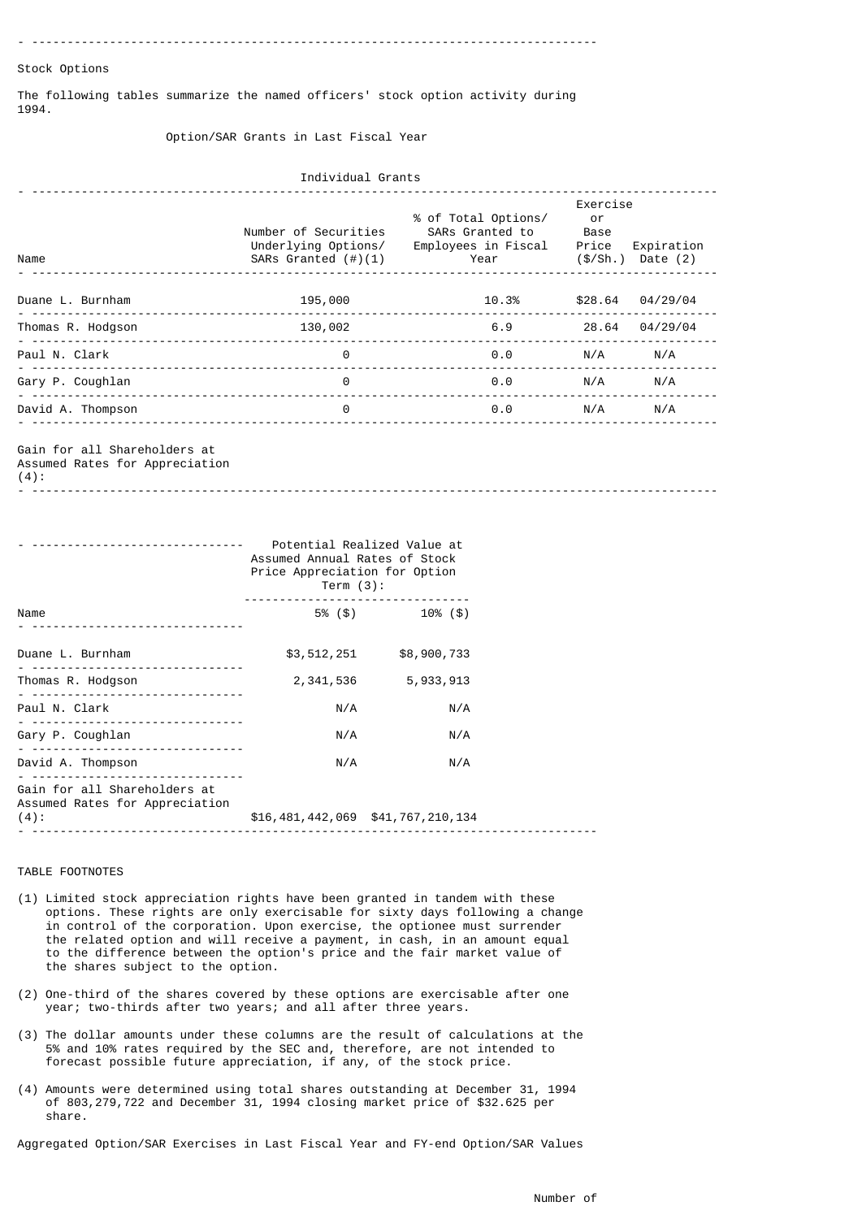Stock Options

The following tables summarize the named officers' stock option activity during 1994.

Option/SAR Grants in Last Fiscal Year

Individual Grants

| Name | Number of Securities Underlying Options/ SARs Granted (#)(1) | % of Total Options/ SARs Granted to Employees in Fiscal Year | Exercise or Base Price ($/Sh.) | Expiration Date (2) |
|---|---|---|---|---|
| Duane L. Burnham | 195,000 | 10.3% | $28.64 | 04/29/04 |
| Thomas R. Hodgson | 130,002 | 6.9 | 28.64 | 04/29/04 |
| Paul N. Clark | 0 | 0.0 | N/A | N/A |
| Gary P. Coughlan | 0 | 0.0 | N/A | N/A |
| David A. Thompson | 0 | 0.0 | N/A | N/A |
| Gain for all Shareholders at Assumed Rates for Appreciation (4): | | | | |

| Name | Potential Realized Value at Assumed Annual Rates of Stock Price Appreciation for Option Term (3): 5% ($) | 10% ($) |
|---|---|---|
| Duane L. Burnham | $3,512,251 | $8,900,733 |
| Thomas R. Hodgson | 2,341,536 | 5,933,913 |
| Paul N. Clark | N/A | N/A |
| Gary P. Coughlan | N/A | N/A |
| David A. Thompson | N/A | N/A |
| Gain for all Shareholders at Assumed Rates for Appreciation (4): | $16,481,442,069 | $41,767,210,134 |

TABLE FOOTNOTES

(1) Limited stock appreciation rights have been granted in tandem with these options. These rights are only exercisable for sixty days following a change in control of the corporation. Upon exercise, the optionee must surrender the related option and will receive a payment, in cash, in an amount equal to the difference between the option's price and the fair market value of the shares subject to the option.

(2) One-third of the shares covered by these options are exercisable after one year; two-thirds after two years; and all after three years.

(3) The dollar amounts under these columns are the result of calculations at the 5% and 10% rates required by the SEC and, therefore, are not intended to forecast possible future appreciation, if any, of the stock price.

(4) Amounts were determined using total shares outstanding at December 31, 1994 of 803,279,722 and December 31, 1994 closing market price of $32.625 per share.

Aggregated Option/SAR Exercises in Last Fiscal Year and FY-end Option/SAR Values

Number of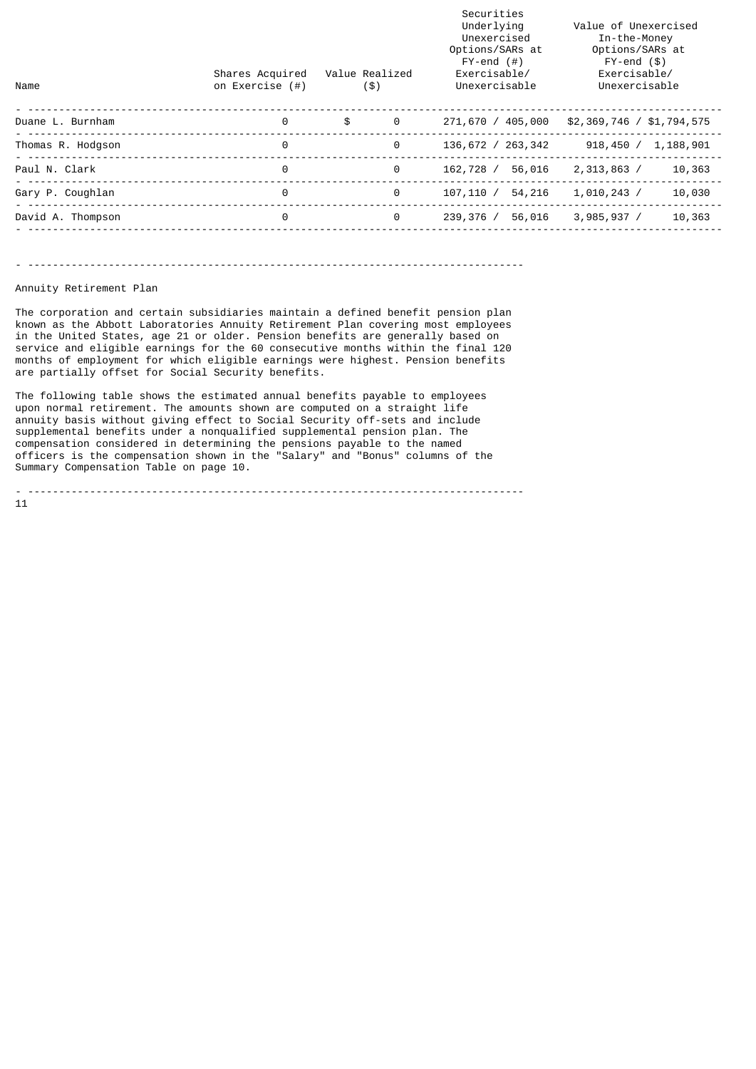| Name | Shares Acquired on Exercise (#) | Value Realized ($) | Securities Underlying Unexercised Options/SARs at FY-end (#) Exercisable/ Unexercisable | Value of Unexercised In-the-Money Options/SARs at FY-end ($) Exercisable/ Unexercisable |
|---|---|---|---|---|
| Duane L. Burnham | 0 | $ 0 | 271,670 / 405,000 | $2,369,746 / $1,794,575 |
| Thomas R. Hodgson | 0 | 0 | 136,672 / 263,342 | 918,450 / 1,188,901 |
| Paul N. Clark | 0 | 0 | 162,728 / 56,016 | 2,313,863 / 10,363 |
| Gary P. Coughlan | 0 | 0 | 107,110 / 54,216 | 1,010,243 / 10,030 |
| David A. Thompson | 0 | 0 | 239,376 / 56,016 | 3,985,937 / 10,363 |

---

Annuity Retirement Plan

The corporation and certain subsidiaries maintain a defined benefit pension plan known as the Abbott Laboratories Annuity Retirement Plan covering most employees in the United States, age 21 or older. Pension benefits are generally based on service and eligible earnings for the 60 consecutive months within the final 120 months of employment for which eligible earnings were highest. Pension benefits are partially offset for Social Security benefits.

The following table shows the estimated annual benefits payable to employees upon normal retirement. The amounts shown are computed on a straight life annuity basis without giving effect to Social Security off-sets and include supplemental benefits under a nonqualified supplemental pension plan. The compensation considered in determining the pensions payable to the named officers is the compensation shown in the "Salary" and "Bonus" columns of the Summary Compensation Table on page 10.

---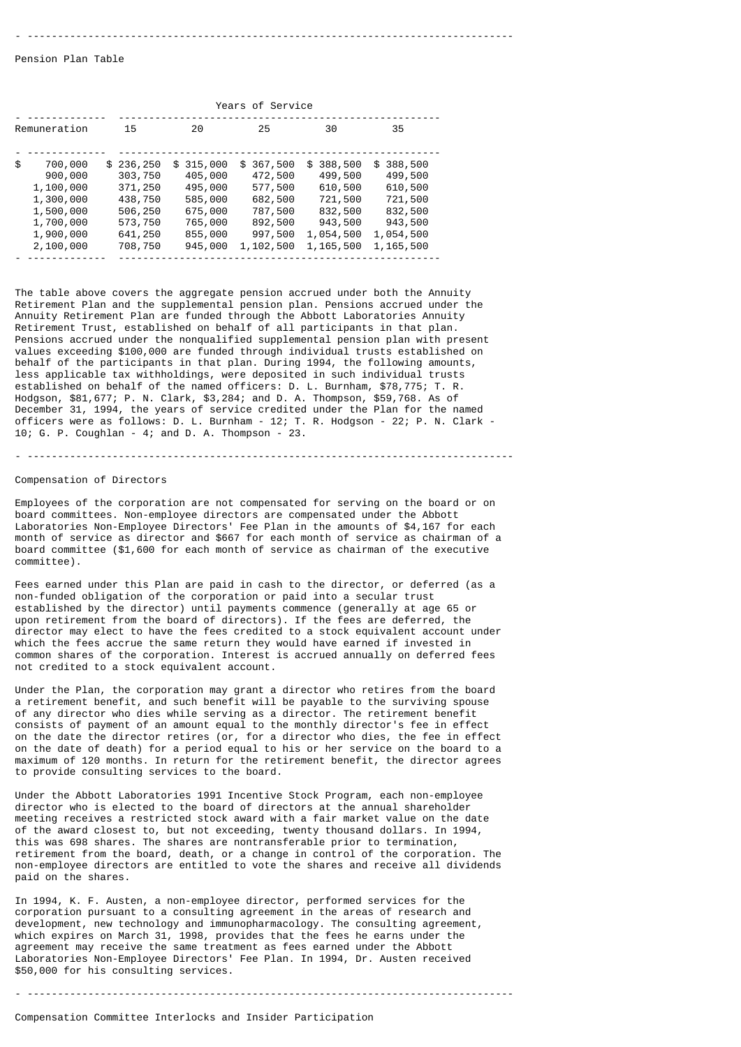## Pension Plan Table

| Remuneration | Years of Service | | | | |
|---|---|---|---|---|---|
| | 15 | 20 | 25 | 30 | 35 |
| $ 700,000 | $ 236,250 | $ 315,000 | $ 367,500 | $ 388,500 | $ 388,500 |
| 900,000 | 303,750 | 405,000 | 472,500 | 499,500 | 499,500 |
| 1,100,000 | 371,250 | 495,000 | 577,500 | 610,500 | 610,500 |
| 1,300,000 | 438,750 | 585,000 | 682,500 | 721,500 | 721,500 |
| 1,500,000 | 506,250 | 675,000 | 787,500 | 832,500 | 832,500 |
| 1,700,000 | 573,750 | 765,000 | 892,500 | 943,500 | 943,500 |
| 1,900,000 | 641,250 | 855,000 | 997,500 | 1,054,500 | 1,054,500 |
| 2,100,000 | 708,750 | 945,000 | 1,102,500 | 1,165,500 | 1,165,500 |

The table above covers the aggregate pension accrued under both the Annuity Retirement Plan and the supplemental pension plan. Pensions accrued under the Annuity Retirement Plan are funded through the Abbott Laboratories Annuity Retirement Trust, established on behalf of all participants in that plan. Pensions accrued under the nonqualified supplemental pension plan with present values exceeding $100,000 are funded through individual trusts established on behalf of the participants in that plan. During 1994, the following amounts, less applicable tax withholdings, were deposited in such individual trusts established on behalf of the named officers: D. L. Burnham, $78,775; T. R. Hodgson, $81,677; P. N. Clark, $3,284; and D. A. Thompson, $59,768. As of December 31, 1994, the years of service credited under the Plan for the named officers were as follows: D. L. Burnham - 12; T. R. Hodgson - 22; P. N. Clark - 10; G. P. Coughlan - 4; and D. A. Thompson - 23.

## Compensation of Directors

Employees of the corporation are not compensated for serving on the board or on board committees. Non-employee directors are compensated under the Abbott Laboratories Non-Employee Directors' Fee Plan in the amounts of $4,167 for each month of service as director and $667 for each month of service as chairman of a board committee ($1,600 for each month of service as chairman of the executive committee).

Fees earned under this Plan are paid in cash to the director, or deferred (as a non-funded obligation of the corporation or paid into a secular trust established by the director) until payments commence (generally at age 65 or upon retirement from the board of directors). If the fees are deferred, the director may elect to have the fees credited to a stock equivalent account under which the fees accrue the same return they would have earned if invested in common shares of the corporation. Interest is accrued annually on deferred fees not credited to a stock equivalent account.

Under the Plan, the corporation may grant a director who retires from the board a retirement benefit, and such benefit will be payable to the surviving spouse of any director who dies while serving as a director. The retirement benefit consists of payment of an amount equal to the monthly director's fee in effect on the date the director retires (or, for a director who dies, the fee in effect on the date of death) for a period equal to his or her service on the board to a maximum of 120 months. In return for the retirement benefit, the director agrees to provide consulting services to the board.

Under the Abbott Laboratories 1991 Incentive Stock Program, each non-employee director who is elected to the board of directors at the annual shareholder meeting receives a restricted stock award with a fair market value on the date of the award closest to, but not exceeding, twenty thousand dollars. In 1994, this was 698 shares. The shares are nontransferable prior to termination, retirement from the board, death, or a change in control of the corporation. The non-employee directors are entitled to vote the shares and receive all dividends paid on the shares.

In 1994, K. F. Austen, a non-employee director, performed services for the corporation pursuant to a consulting agreement in the areas of research and development, new technology and immunopharmacology. The consulting agreement, which expires on March 31, 1998, provides that the fees he earns under the agreement may receive the same treatment as fees earned under the Abbott Laboratories Non-Employee Directors' Fee Plan. In 1994, Dr. Austen received $50,000 for his consulting services.

## Compensation Committee Interlocks and Insider Participation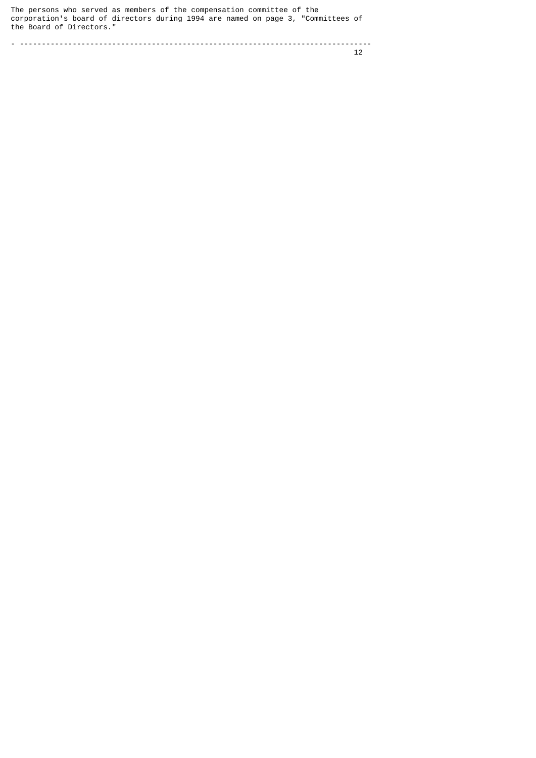The persons who served as members of the compensation committee of the corporation's board of directors during 1994 are named on page 3, "Committees of the Board of Directors."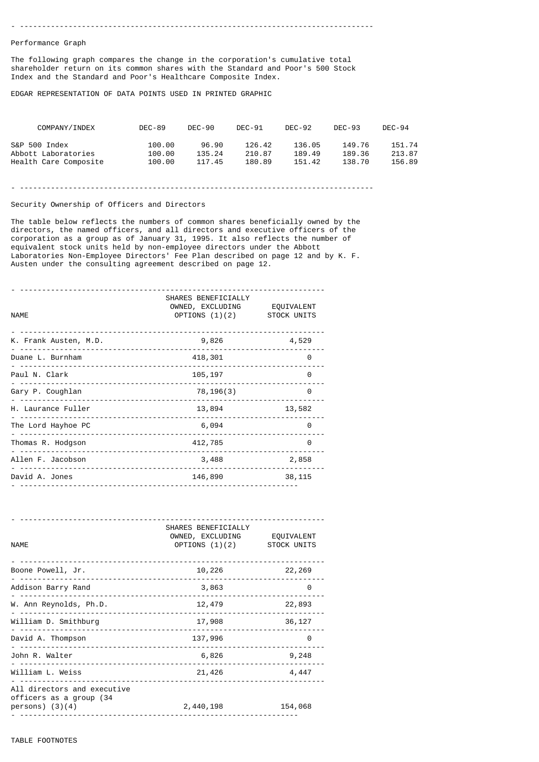## Performance Graph

The following graph compares the change in the corporation's cumulative total shareholder return on its common shares with the Standard and Poor's 500 Stock Index and the Standard and Poor's Healthcare Composite Index.

EDGAR REPRESENTATION OF DATA POINTS USED IN PRINTED GRAPHIC

| COMPANY/INDEX | DEC-89 | DEC-90 | DEC-91 | DEC-92 | DEC-93 | DEC-94 |
|---|---|---|---|---|---|---|
| S&P 500 Index | 100.00 | 96.90 | 126.42 | 136.05 | 149.76 | 151.74 |
| Abbott Laboratories | 100.00 | 135.24 | 210.87 | 189.49 | 189.36 | 213.87 |
| Health Care Composite | 100.00 | 117.45 | 180.89 | 151.42 | 138.70 | 156.89 |

## Security Ownership of Officers and Directors

The table below reflects the numbers of common shares beneficially owned by the directors, the named officers, and all directors and executive officers of the corporation as a group as of January 31, 1995. It also reflects the number of equivalent stock units held by non-employee directors under the Abbott Laboratories Non-Employee Directors' Fee Plan described on page 12 and by K. F. Austen under the consulting agreement described on page 12.

| NAME | SHARES BENEFICIALLY OWNED, EXCLUDING OPTIONS (1)(2) | EQUIVALENT STOCK UNITS |
|---|---|---|
| K. Frank Austen, M.D. | 9,826 | 4,529 |
| Duane L. Burnham | 418,301 | 0 |
| Paul N. Clark | 105,197 | 0 |
| Gary P. Coughlan | 78,196(3) | 0 |
| H. Laurance Fuller | 13,894 | 13,582 |
| The Lord Hayhoe PC | 6,094 | 0 |
| Thomas R. Hodgson | 412,785 | 0 |
| Allen F. Jacobson | 3,488 | 2,858 |
| David A. Jones | 146,890 | 38,115 |
| Boone Powell, Jr. | 10,226 | 22,269 |
| Addison Barry Rand | 3,863 | 0 |
| W. Ann Reynolds, Ph.D. | 12,479 | 22,893 |
| William D. Smithburg | 17,908 | 36,127 |
| David A. Thompson | 137,996 | 0 |
| John R. Walter | 6,826 | 9,248 |
| William L. Weiss | 21,426 | 4,447 |
| All directors and executive officers as a group (34 persons) (3)(4) | 2,440,198 | 154,068 |

TABLE FOOTNOTES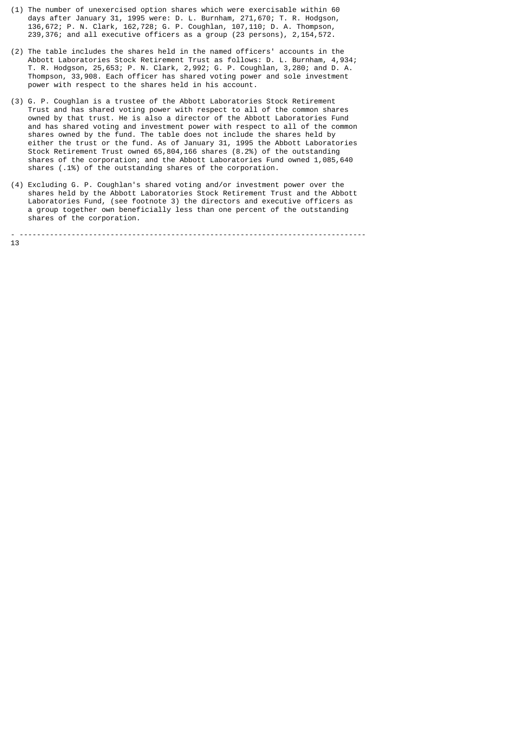(1) The number of unexercised option shares which were exercisable within 60 days after January 31, 1995 were: D. L. Burnham, 271,670; T. R. Hodgson, 136,672; P. N. Clark, 162,728; G. P. Coughlan, 107,110; D. A. Thompson, 239,376; and all executive officers as a group (23 persons), 2,154,572.

(2) The table includes the shares held in the named officers' accounts in the Abbott Laboratories Stock Retirement Trust as follows: D. L. Burnham, 4,934; T. R. Hodgson, 25,653; P. N. Clark, 2,992; G. P. Coughlan, 3,280; and D. A. Thompson, 33,908. Each officer has shared voting power and sole investment power with respect to the shares held in his account.

(3) G. P. Coughlan is a trustee of the Abbott Laboratories Stock Retirement Trust and has shared voting power with respect to all of the common shares owned by that trust. He is also a director of the Abbott Laboratories Fund and has shared voting and investment power with respect to all of the common shares owned by the fund. The table does not include the shares held by either the trust or the fund. As of January 31, 1995 the Abbott Laboratories Stock Retirement Trust owned 65,804,166 shares (8.2%) of the outstanding shares of the corporation; and the Abbott Laboratories Fund owned 1,085,640 shares (.1%) of the outstanding shares of the corporation.

(4) Excluding G. P. Coughlan's shared voting and/or investment power over the shares held by the Abbott Laboratories Stock Retirement Trust and the Abbott Laboratories Fund, (see footnote 3) the directors and executive officers as a group together own beneficially less than one percent of the outstanding shares of the corporation.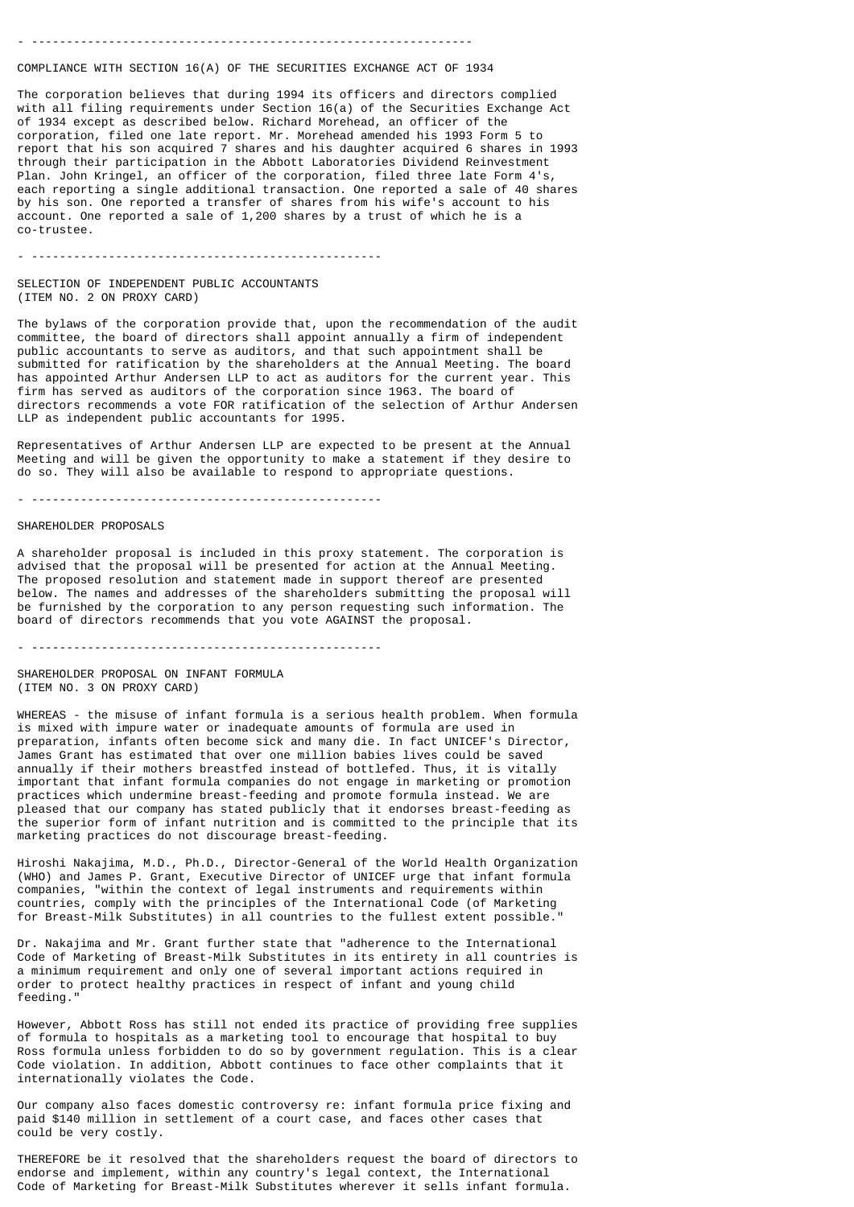## COMPLIANCE WITH SECTION 16(A) OF THE SECURITIES EXCHANGE ACT OF 1934

The corporation believes that during 1994 its officers and directors complied with all filing requirements under Section 16(a) of the Securities Exchange Act of 1934 except as described below. Richard Morehead, an officer of the corporation, filed one late report. Mr. Morehead amended his 1993 Form 5 to report that his son acquired 7 shares and his daughter acquired 6 shares in 1993 through their participation in the Abbott Laboratories Dividend Reinvestment Plan. John Kringel, an officer of the corporation, filed three late Form 4's, each reporting a single additional transaction. One reported a sale of 40 shares by his son. One reported a transfer of shares from his wife's account to his account. One reported a sale of 1,200 shares by a trust of which he is a co-trustee.

---

## SELECTION OF INDEPENDENT PUBLIC ACCOUNTANTS
(ITEM NO. 2 ON PROXY CARD)

The bylaws of the corporation provide that, upon the recommendation of the audit committee, the board of directors shall appoint annually a firm of independent public accountants to serve as auditors, and that such appointment shall be submitted for ratification by the shareholders at the Annual Meeting. The board has appointed Arthur Andersen LLP to act as auditors for the current year. This firm has served as auditors of the corporation since 1963. The board of directors recommends a vote FOR ratification of the selection of Arthur Andersen LLP as independent public accountants for 1995.

Representatives of Arthur Andersen LLP are expected to be present at the Annual Meeting and will be given the opportunity to make a statement if they desire to do so. They will also be available to respond to appropriate questions.

---

## SHAREHOLDER PROPOSALS

A shareholder proposal is included in this proxy statement. The corporation is advised that the proposal will be presented for action at the Annual Meeting. The proposed resolution and statement made in support thereof are presented below. The names and addresses of the shareholders submitting the proposal will be furnished by the corporation to any person requesting such information. The board of directors recommends that you vote AGAINST the proposal.

---

## SHAREHOLDER PROPOSAL ON INFANT FORMULA
(ITEM NO. 3 ON PROXY CARD)

WHEREAS - the misuse of infant formula is a serious health problem. When formula is mixed with impure water or inadequate amounts of formula are used in preparation, infants often become sick and many die. In fact UNICEF's Director, James Grant has estimated that over one million babies lives could be saved annually if their mothers breastfed instead of bottlefed. Thus, it is vitally important that infant formula companies do not engage in marketing or promotion practices which undermine breast-feeding and promote formula instead. We are pleased that our company has stated publicly that it endorses breast-feeding as the superior form of infant nutrition and is committed to the principle that its marketing practices do not discourage breast-feeding.

Hiroshi Nakajima, M.D., Ph.D., Director-General of the World Health Organization (WHO) and James P. Grant, Executive Director of UNICEF urge that infant formula companies, "within the context of legal instruments and requirements within countries, comply with the principles of the International Code (of Marketing for Breast-Milk Substitutes) in all countries to the fullest extent possible."

Dr. Nakajima and Mr. Grant further state that "adherence to the International Code of Marketing of Breast-Milk Substitutes in its entirety in all countries is a minimum requirement and only one of several important actions required in order to protect healthy practices in respect of infant and young child feeding."

However, Abbott Ross has still not ended its practice of providing free supplies of formula to hospitals as a marketing tool to encourage that hospital to buy Ross formula unless forbidden to do so by government regulation. This is a clear Code violation. In addition, Abbott continues to face other complaints that it internationally violates the Code.

Our company also faces domestic controversy re: infant formula price fixing and paid $140 million in settlement of a court case, and faces other cases that could be very costly.

THEREFORE be it resolved that the shareholders request the board of directors to endorse and implement, within any country's legal context, the International Code of Marketing for Breast-Milk Substitutes wherever it sells infant formula.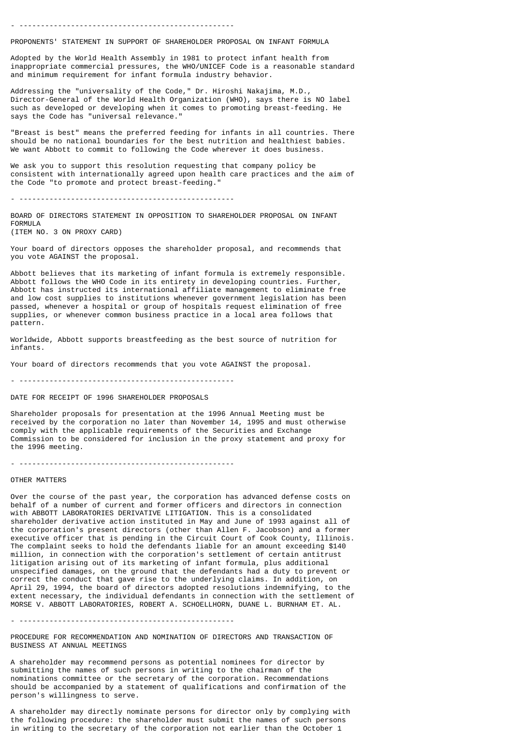---

## PROPONENTS' STATEMENT IN SUPPORT OF SHAREHOLDER PROPOSAL ON INFANT FORMULA

Adopted by the World Health Assembly in 1981 to protect infant health from inappropriate commercial pressures, the WHO/UNICEF Code is a reasonable standard and minimum requirement for infant formula industry behavior.

Addressing the "universality of the Code," Dr. Hiroshi Nakajima, M.D., Director-General of the World Health Organization (WHO), says there is NO label such as developed or developing when it comes to promoting breast-feeding. He says the Code has "universal relevance."

"Breast is best" means the preferred feeding for infants in all countries. There should be no national boundaries for the best nutrition and healthiest babies. We want Abbott to commit to following the Code wherever it does business.

We ask you to support this resolution requesting that company policy be consistent with internationally agreed upon health care practices and the aim of the Code "to promote and protect breast-feeding."

---

## BOARD OF DIRECTORS STATEMENT IN OPPOSITION TO SHAREHOLDER PROPOSAL ON INFANT FORMULA
(ITEM NO. 3 ON PROXY CARD)

Your board of directors opposes the shareholder proposal, and recommends that you vote AGAINST the proposal.

Abbott believes that its marketing of infant formula is extremely responsible. Abbott follows the WHO Code in its entirety in developing countries. Further, Abbott has instructed its international affiliate management to eliminate free and low cost supplies to institutions whenever government legislation has been passed, whenever a hospital or group of hospitals request elimination of free supplies, or whenever common business practice in a local area follows that pattern.

Worldwide, Abbott supports breastfeeding as the best source of nutrition for infants.

Your board of directors recommends that you vote AGAINST the proposal.

---

## DATE FOR RECEIPT OF 1996 SHAREHOLDER PROPOSALS

Shareholder proposals for presentation at the 1996 Annual Meeting must be received by the corporation no later than November 14, 1995 and must otherwise comply with the applicable requirements of the Securities and Exchange Commission to be considered for inclusion in the proxy statement and proxy for the 1996 meeting.

---

## OTHER MATTERS

Over the course of the past year, the corporation has advanced defense costs on behalf of a number of current and former officers and directors in connection with ABBOTT LABORATORIES DERIVATIVE LITIGATION. This is a consolidated shareholder derivative action instituted in May and June of 1993 against all of the corporation's present directors (other than Allen F. Jacobson) and a former executive officer that is pending in the Circuit Court of Cook County, Illinois. The complaint seeks to hold the defendants liable for an amount exceeding $140 million, in connection with the corporation's settlement of certain antitrust litigation arising out of its marketing of infant formula, plus additional unspecified damages, on the ground that the defendants had a duty to prevent or correct the conduct that gave rise to the underlying claims. In addition, on April 29, 1994, the board of directors adopted resolutions indemnifying, to the extent necessary, the individual defendants in connection with the settlement of MORSE V. ABBOTT LABORATORIES, ROBERT A. SCHOELLHORN, DUANE L. BURNHAM ET. AL.

---

## PROCEDURE FOR RECOMMENDATION AND NOMINATION OF DIRECTORS AND TRANSACTION OF BUSINESS AT ANNUAL MEETINGS

A shareholder may recommend persons as potential nominees for director by submitting the names of such persons in writing to the chairman of the nominations committee or the secretary of the corporation. Recommendations should be accompanied by a statement of qualifications and confirmation of the person's willingness to serve.

A shareholder may directly nominate persons for director only by complying with the following procedure: the shareholder must submit the names of such persons in writing to the secretary of the corporation not earlier than the October 1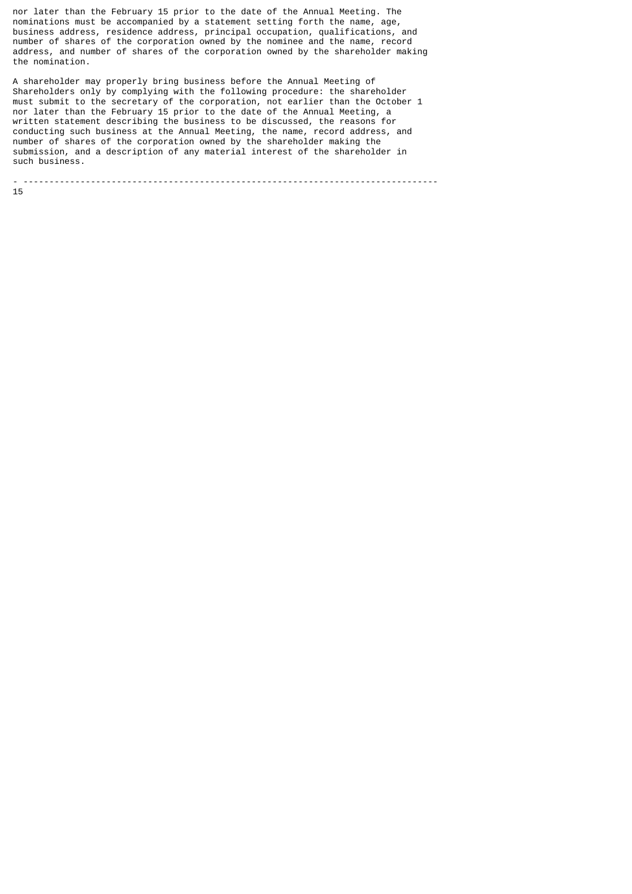nor later than the February 15 prior to the date of the Annual Meeting. The nominations must be accompanied by a statement setting forth the name, age, business address, residence address, principal occupation, qualifications, and number of shares of the corporation owned by the nominee and the name, record address, and number of shares of the corporation owned by the shareholder making the nomination.

A shareholder may properly bring business before the Annual Meeting of Shareholders only by complying with the following procedure: the shareholder must submit to the secretary of the corporation, not earlier than the October 1 nor later than the February 15 prior to the date of the Annual Meeting, a written statement describing the business to be discussed, the reasons for conducting such business at the Annual Meeting, the name, record address, and number of shares of the corporation owned by the shareholder making the submission, and a description of any material interest of the shareholder in such business.

---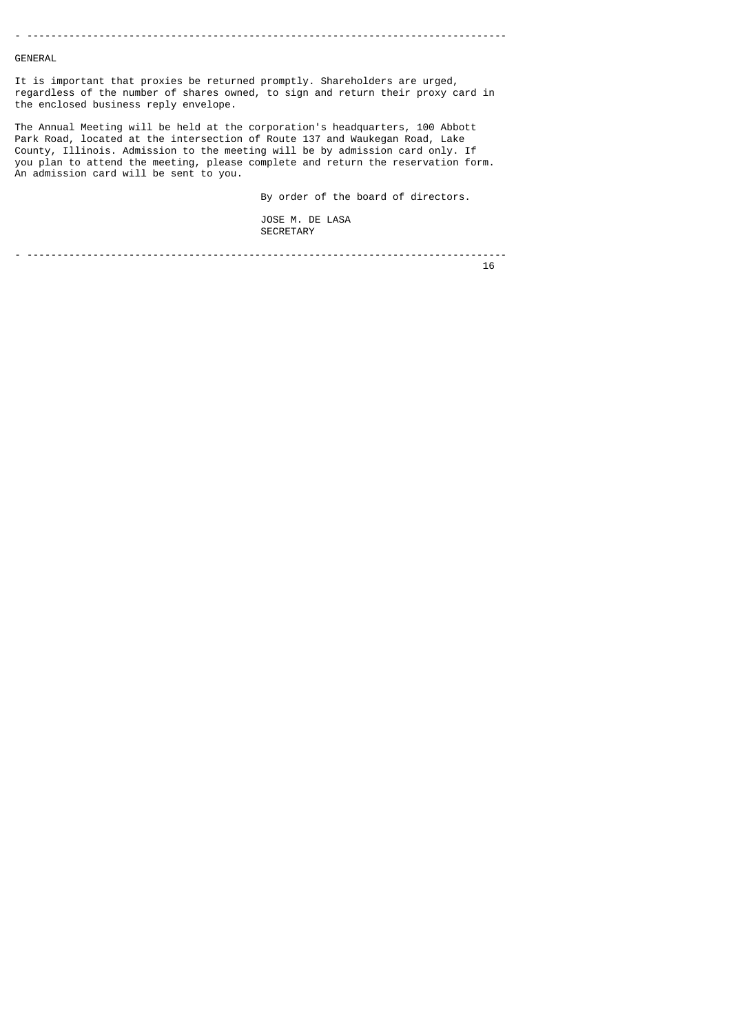## GENERAL

It is important that proxies be returned promptly. Shareholders are urged, regardless of the number of shares owned, to sign and return their proxy card in the enclosed business reply envelope.

The Annual Meeting will be held at the corporation's headquarters, 100 Abbott Park Road, located at the intersection of Route 137 and Waukegan Road, Lake County, Illinois. Admission to the meeting will be by admission card only. If you plan to attend the meeting, please complete and return the reservation form. An admission card will be sent to you.

By order of the board of directors.

JOSE M. DE LASA
SECRETARY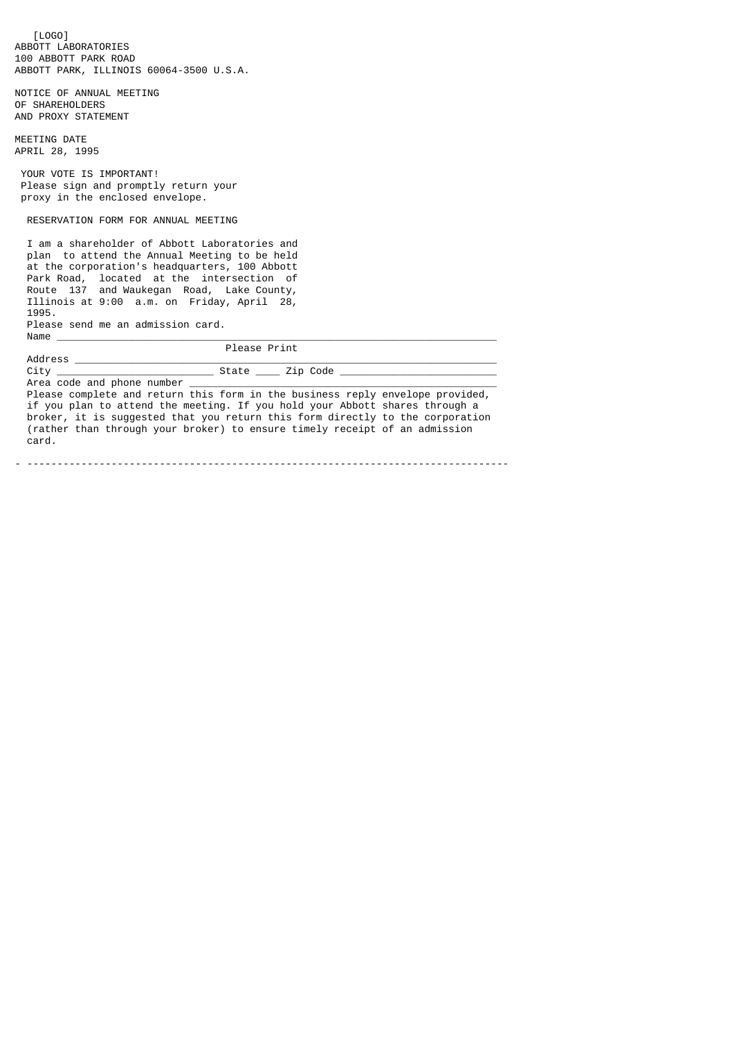[LOGO]
ABBOTT LABORATORIES
100 ABBOTT PARK ROAD
ABBOTT PARK, ILLINOIS 60064-3500 U.S.A.

NOTICE OF ANNUAL MEETING
OF SHAREHOLDERS
AND PROXY STATEMENT

MEETING DATE
APRIL 28, 1995

YOUR VOTE IS IMPORTANT!
Please sign and promptly return your proxy in the enclosed envelope.

RESERVATION FORM FOR ANNUAL MEETING

I am a shareholder of Abbott Laboratories and plan to attend the Annual Meeting to be held at the corporation's headquarters, 100 Abbott Park Road, located at the intersection of Route 137 and Waukegan Road, Lake County, Illinois at 9:00 a.m. on Friday, April 28, 1995.

Please send me an admission card.

Name ________________________________________________________________________
Please Print

Address _____________________________________________________________________

City __________________________ State ____ Zip Code _________________________

Area code and phone number __________________________________________________

Please complete and return this form in the business reply envelope provided, if you plan to attend the meeting. If you hold your Abbott shares through a broker, it is suggested that you return this form directly to the corporation (rather than through your broker) to ensure timely receipt of an admission card.

- -------------------------------------------------------------------------------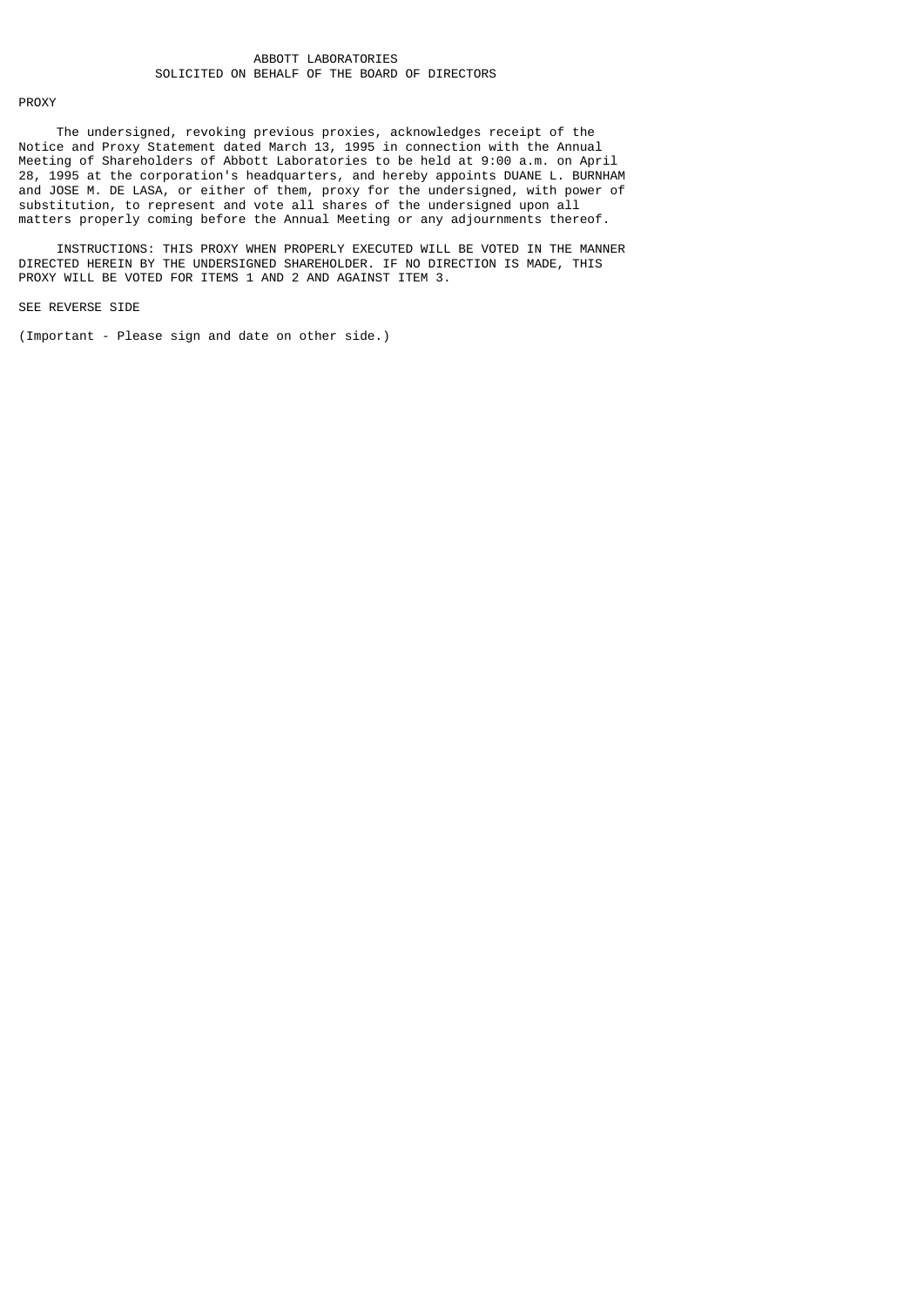ABBOTT LABORATORIES
SOLICITED ON BEHALF OF THE BOARD OF DIRECTORS

PROXY

The undersigned, revoking previous proxies, acknowledges receipt of the Notice and Proxy Statement dated March 13, 1995 in connection with the Annual Meeting of Shareholders of Abbott Laboratories to be held at 9:00 a.m. on April 28, 1995 at the corporation's headquarters, and hereby appoints DUANE L. BURNHAM and JOSE M. DE LASA, or either of them, proxy for the undersigned, with power of substitution, to represent and vote all shares of the undersigned upon all matters properly coming before the Annual Meeting or any adjournments thereof.

INSTRUCTIONS: THIS PROXY WHEN PROPERLY EXECUTED WILL BE VOTED IN THE MANNER DIRECTED HEREIN BY THE UNDERSIGNED SHAREHOLDER. IF NO DIRECTION IS MADE, THIS PROXY WILL BE VOTED FOR ITEMS 1 AND 2 AND AGAINST ITEM 3.

SEE REVERSE SIDE

(Important - Please sign and date on other side.)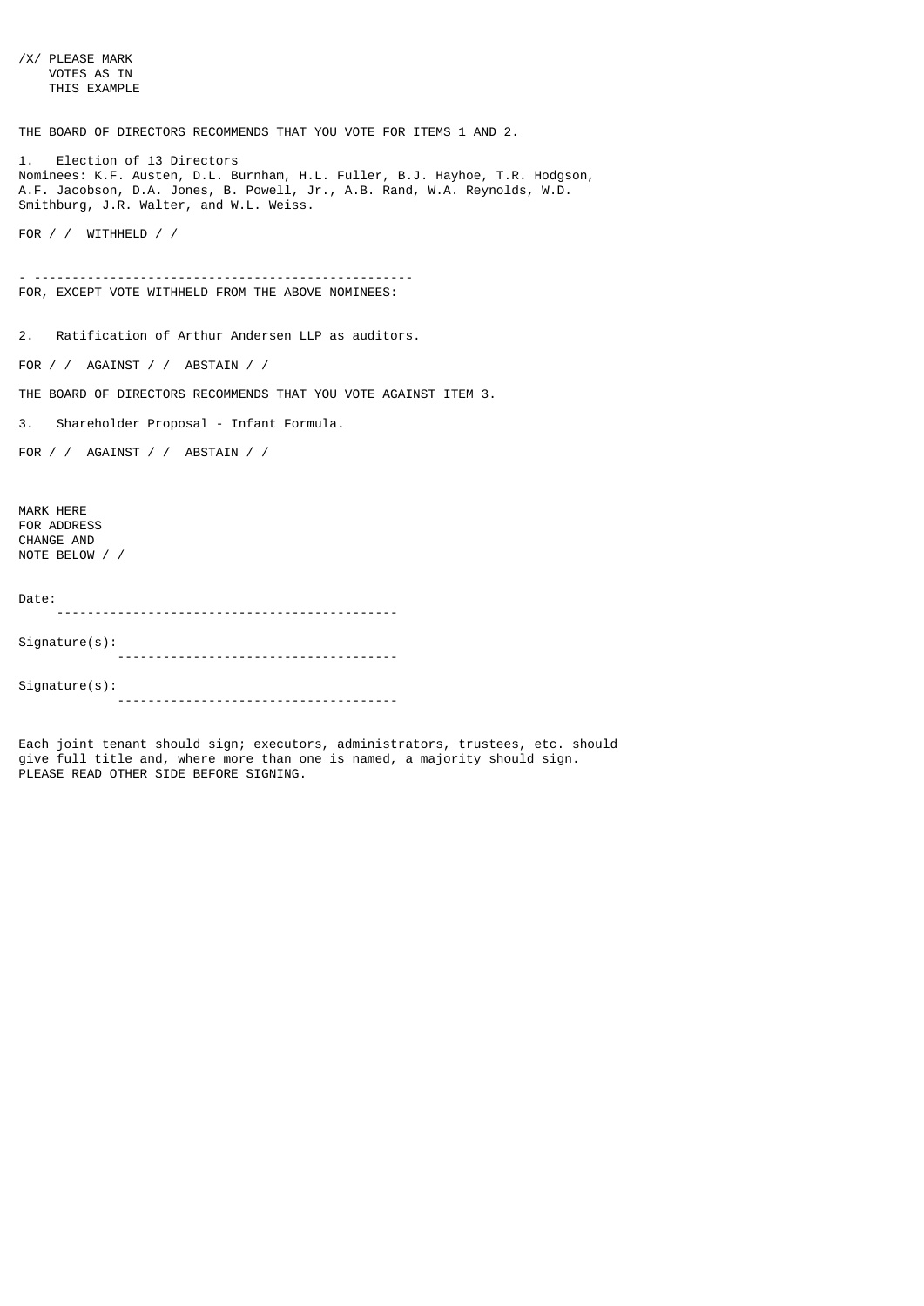/X/ PLEASE MARK
VOTES AS IN
THIS EXAMPLE

THE BOARD OF DIRECTORS RECOMMENDS THAT YOU VOTE FOR ITEMS 1 AND 2.

1. Election of 13 Directors
Nominees: K.F. Austen, D.L. Burnham, H.L. Fuller, B.J. Hayhoe, T.R. Hodgson, A.F. Jacobson, D.A. Jones, B. Powell, Jr., A.B. Rand, W.A. Reynolds, W.D. Smithburg, J.R. Walter, and W.L. Weiss.

FOR / / WITHHELD / /

\- -------------------------------------------------
FOR, EXCEPT VOTE WITHHELD FROM THE ABOVE NOMINEES:

2. Ratification of Arthur Andersen LLP as auditors.

FOR / / AGAINST / / ABSTAIN / /

THE BOARD OF DIRECTORS RECOMMENDS THAT YOU VOTE AGAINST ITEM 3.

3. Shareholder Proposal - Infant Formula.

FOR / / AGAINST / / ABSTAIN / /

MARK HERE
FOR ADDRESS
CHANGE AND
NOTE BELOW / /

Date:
--------------------------------------------

Signature(s):
------------------------------------

Signature(s):
------------------------------------

Each joint tenant should sign; executors, administrators, trustees, etc. should give full title and, where more than one is named, a majority should sign.
PLEASE READ OTHER SIDE BEFORE SIGNING.